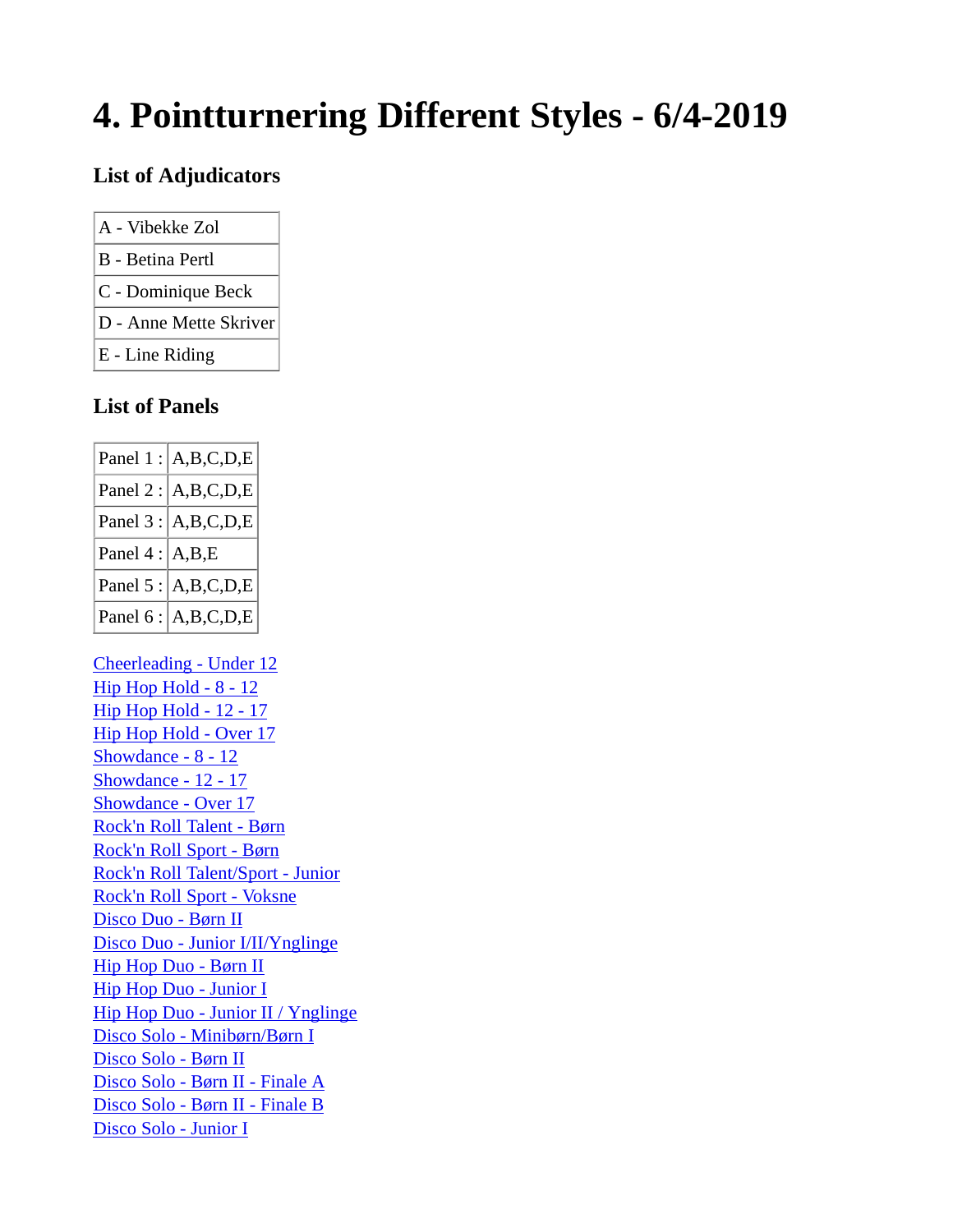# 4. Pointturnering Different Styles - 6/4-2019

### List of Adjudicators

| |
|---|
| A - Vibekke Zol |
| B - Betina Pertl |
| C - Dominique Beck |
| D - Anne Mette Skriver |
| E - Line Riding |

### List of Panels

| | |
|---|---|
| Panel 1 : | A,B,C,D,E |
| Panel 2 : | A,B,C,D,E |
| Panel 3 : | A,B,C,D,E |
| Panel 4 : | A,B,E |
| Panel 5 : | A,B,C,D,E |
| Panel 6 : | A,B,C,D,E |

Cheerleading - Under 12
Hip Hop Hold - 8 - 12
Hip Hop Hold - 12 - 17
Hip Hop Hold - Over 17
Showdance - 8 - 12
Showdance - 12 - 17
Showdance - Over 17
Rock'n Roll Talent - Børn
Rock'n Roll Sport - Børn
Rock'n Roll Talent/Sport - Junior
Rock'n Roll Sport - Voksne
Disco Duo - Børn II
Disco Duo - Junior I/II/Ynglinge
Hip Hop Duo - Børn II
Hip Hop Duo - Junior I
Hip Hop Duo - Junior II / Ynglinge
Disco Solo - Minibørn/Børn I
Disco Solo - Børn II
Disco Solo - Børn II - Finale A
Disco Solo - Børn II - Finale B
Disco Solo - Junior I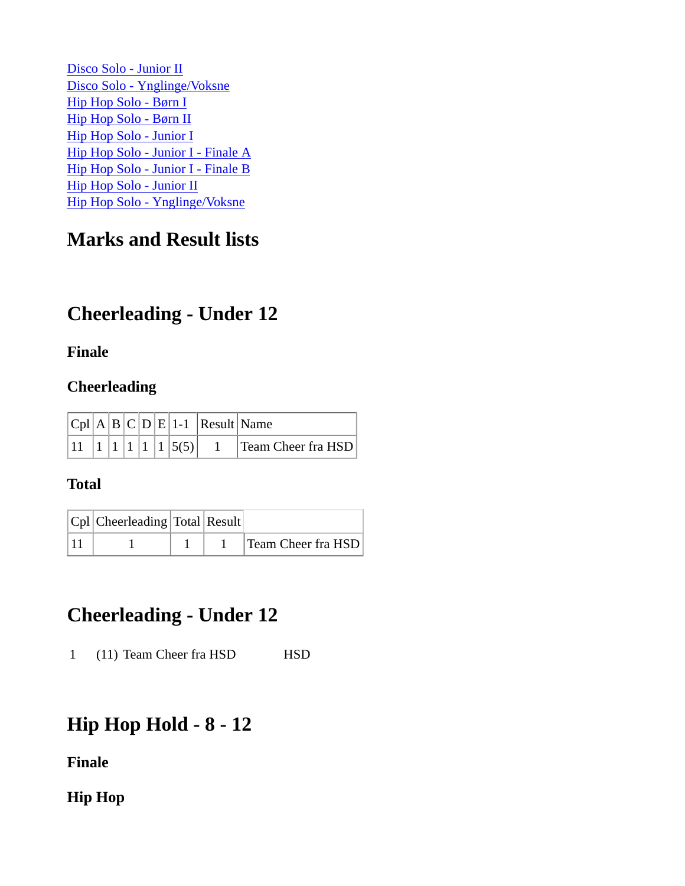[Disco Solo - Junior II]
[Disco Solo - Ynglinge/Voksne]
[Hip Hop Solo - Børn I]
[Hip Hop Solo - Børn II]
[Hip Hop Solo - Junior I]
[Hip Hop Solo - Junior I - Finale A]
[Hip Hop Solo - Junior I - Finale B]
[Hip Hop Solo - Junior II]
[Hip Hop Solo - Ynglinge/Voksne]

## Marks and Result lists

## Cheerleading - Under 12

### Finale

### Cheerleading

| Cpl | A | B | C | D | E | 1-1 | Result | Name |
|---|---|---|---|---|---|---|---|---|
| 11 | 1 | 1 | 1 | 1 | 1 | 5(5) | 1 | Team Cheer fra HSD |

### Total

| Cpl | Cheerleading | Total | Result | |
|---|---|---|---|---|
| 11 | 1 | 1 | 1 | Team Cheer fra HSD |

## Cheerleading - Under 12

1 (11) Team Cheer fra HSD HSD

## Hip Hop Hold - 8 - 12

### Finale

### Hip Hop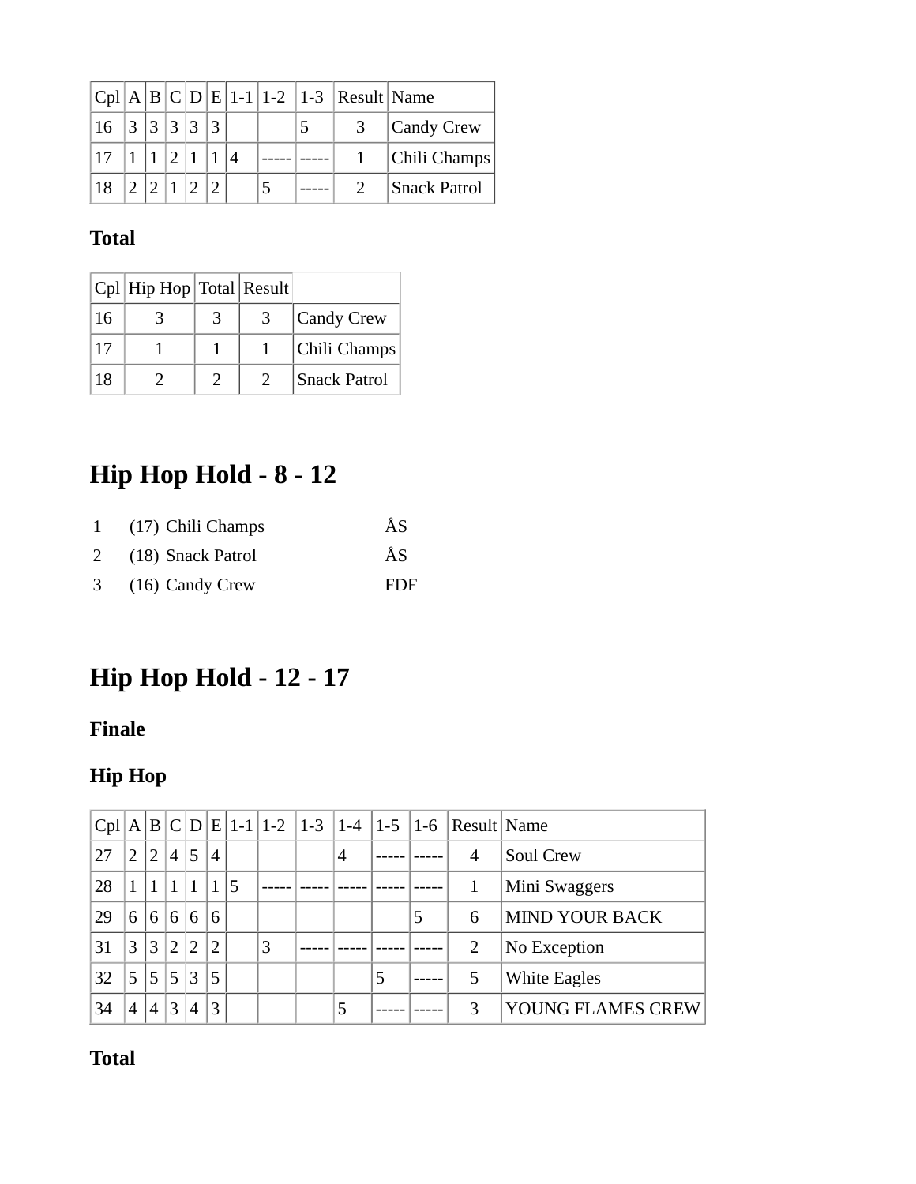| Cpl | A | B | C | D | E | 1-1 | 1-2 | 1-3 | Result | Name |
|---|---|---|---|---|---|---|---|---|---|---|
| 16 | 3 | 3 | 3 | 3 | 3 | | | 5 | 3 | Candy Crew |
| 17 | 1 | 1 | 2 | 1 | 1 | 4 | ----- | ----- | 1 | Chili Champs |
| 18 | 2 | 2 | 1 | 2 | 2 | | 5 | ----- | 2 | Snack Patrol |

**Total**

| Cpl | Hip Hop | Total | Result | |
|---|---|---|---|---|
| 16 | 3 | 3 | 3 | Candy Crew |
| 17 | 1 | 1 | 1 | Chili Champs |
| 18 | 2 | 2 | 2 | Snack Patrol |

# Hip Hop Hold - 8 - 12

| | | | |
|---|---|---|---|
| 1 | (17) | Chili Champs | ÅS |
| 2 | (18) | Snack Patrol | ÅS |
| 3 | (16) | Candy Crew | FDF |

# Hip Hop Hold - 12 - 17

### Finale

### Hip Hop

| Cpl | A | B | C | D | E | 1-1 | 1-2 | 1-3 | 1-4 | 1-5 | 1-6 | Result | Name |
|---|---|---|---|---|---|---|---|---|---|---|---|---|---|
| 27 | 2 | 2 | 4 | 5 | 4 | | | | 4 | ----- | ----- | 4 | Soul Crew |
| 28 | 1 | 1 | 1 | 1 | 1 | 5 | ----- | ----- | ----- | ----- | ----- | 1 | Mini Swaggers |
| 29 | 6 | 6 | 6 | 6 | 6 | | | | | | 5 | 6 | MIND YOUR BACK |
| 31 | 3 | 3 | 2 | 2 | 2 | | 3 | ----- | ----- | ----- | ----- | 2 | No Exception |
| 32 | 5 | 5 | 5 | 3 | 5 | | | | | 5 | ----- | 5 | White Eagles |
| 34 | 4 | 4 | 3 | 4 | 3 | | | | 5 | ----- | ----- | 3 | YOUNG FLAMES CREW |

**Total**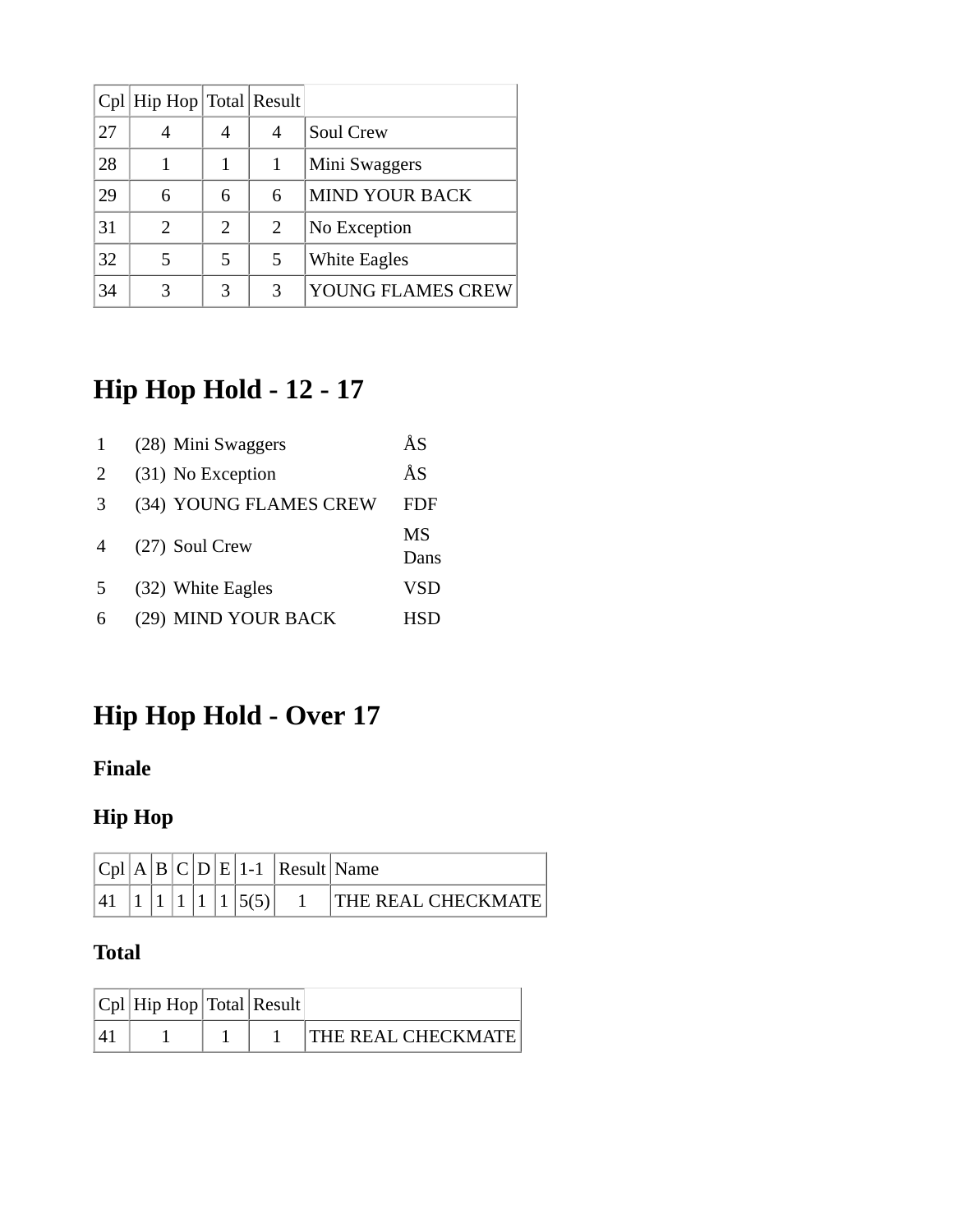| Cpl | Hip Hop | Total | Result | |
|---|---|---|---|---|
| 27 | 4 | 4 | 4 | Soul Crew |
| 28 | 1 | 1 | 1 | Mini Swaggers |
| 29 | 6 | 6 | 6 | MIND YOUR BACK |
| 31 | 2 | 2 | 2 | No Exception |
| 32 | 5 | 5 | 5 | White Eagles |
| 34 | 3 | 3 | 3 | YOUNG FLAMES CREW |

# Hip Hop Hold - 12 - 17

| | | | |
|---|---|---|---|
| 1 | (28) | Mini Swaggers | ÅS |
| 2 | (31) | No Exception | ÅS |
| 3 | (34) | YOUNG FLAMES CREW | FDF |
| 4 | (27) | Soul Crew | MS Dans |
| 5 | (32) | White Eagles | VSD |
| 6 | (29) | MIND YOUR BACK | HSD |

# Hip Hop Hold - Over 17

### Finale

### Hip Hop

| Cpl | A | B | C | D | E | 1-1 | Result | Name |
|---|---|---|---|---|---|---|---|---|
| 41 | 1 | 1 | 1 | 1 | 1 | 5(5) | 1 | THE REAL CHECKMATE |

### Total

| Cpl | Hip Hop | Total | Result | |
|---|---|---|---|---|
| 41 | 1 | 1 | 1 | THE REAL CHECKMATE |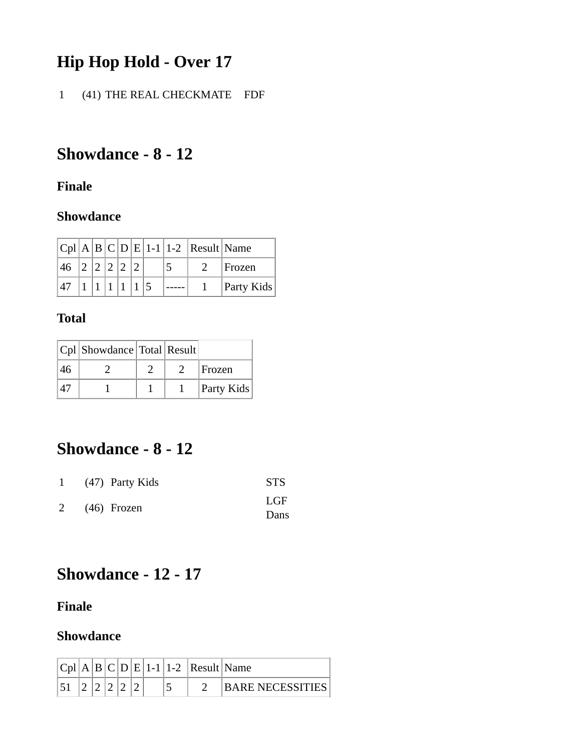## Hip Hop Hold - Over 17

| | | | |
|---|---|---|---|
| 1 | (41) | THE REAL CHECKMATE | FDF |

## Showdance - 8 - 12

### Finale

### Showdance

| Cpl | A | B | C | D | E | 1-1 | 1-2 | Result | Name |
|---|---|---|---|---|---|---|---|---|---|
| 46 | 2 | 2 | 2 | 2 | 2 | | 5 | 2 | Frozen |
| 47 | 1 | 1 | 1 | 1 | 1 | 5 | ----- | 1 | Party Kids |

### Total

| Cpl | Showdance | Total | Result | |
|---|---|---|---|---|
| 46 | 2 | 2 | 2 | Frozen |
| 47 | 1 | 1 | 1 | Party Kids |

## Showdance - 8 - 12

| | | | |
|---|---|---|---|
| 1 | (47) | Party Kids | STS |
| 2 | (46) | Frozen | LGF Dans |

## Showdance - 12 - 17

### Finale

### Showdance

| Cpl | A | B | C | D | E | 1-1 | 1-2 | Result | Name |
|---|---|---|---|---|---|---|---|---|---|
| 51 | 2 | 2 | 2 | 2 | 2 | | 5 | 2 | BARE NECESSITIES |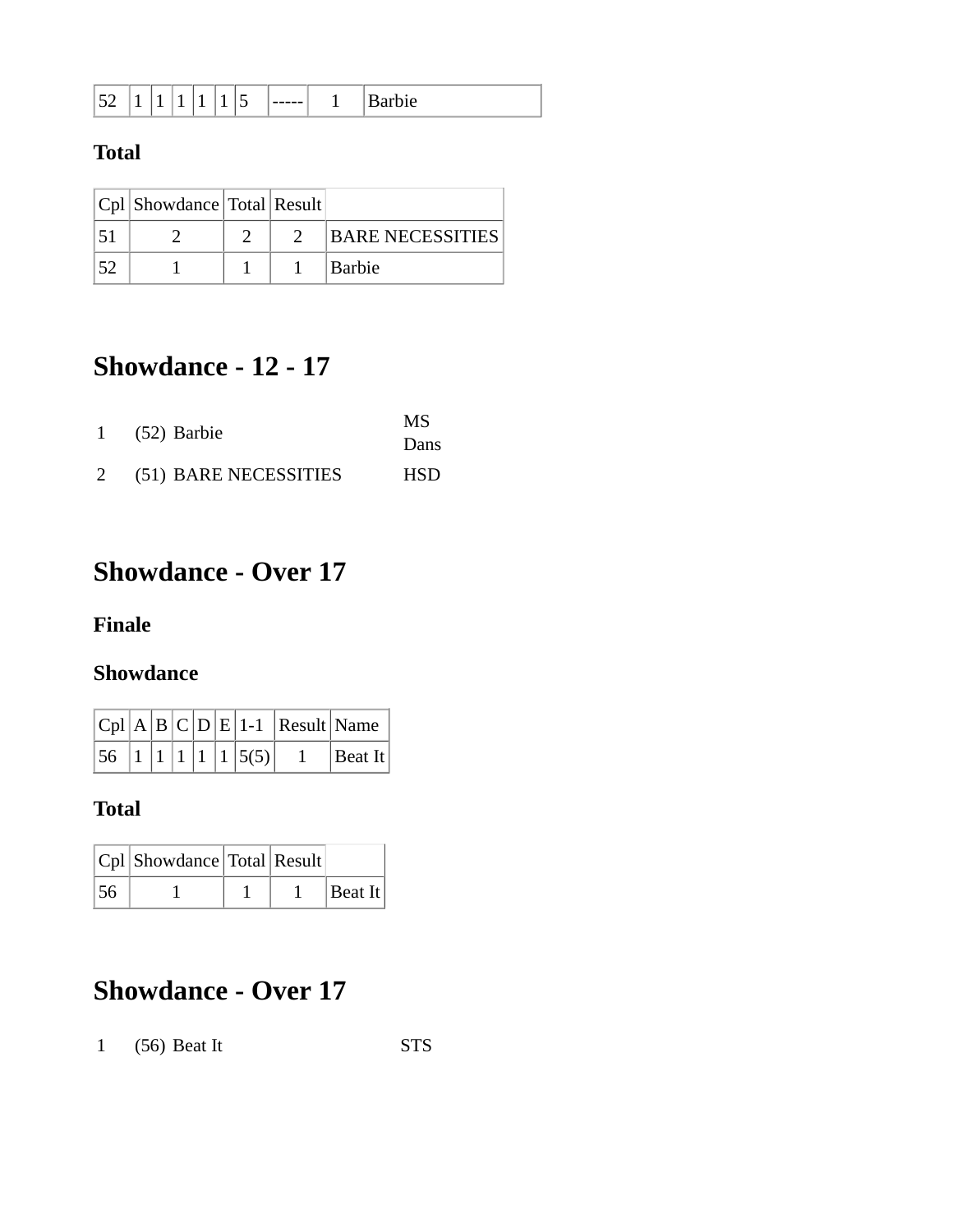| 52 | 1 | 1 | 1 | 1 | 1 | 5 | ----- | 1 | Barbie |
|---|---|---|---|---|---|---|---|---|---|

### Total

| Cpl | Showdance | Total | Result | |
|---|---|---|---|---|
| 51 | 2 | 2 | 2 | BARE NECESSITIES |
| 52 | 1 | 1 | 1 | Barbie |

## Showdance - 12 - 17

| | | | |
|---|---|---|---|
| 1 | (52) | Barbie | MS Dans |
| 2 | (51) | BARE NECESSITIES | HSD |

## Showdance - Over 17

### Finale

### Showdance

| Cpl | A | B | C | D | E | 1-1 | Result | Name |
|---|---|---|---|---|---|---|---|---|
| 56 | 1 | 1 | 1 | 1 | 1 | 5(5) | 1 | Beat It |

### Total

| Cpl | Showdance | Total | Result | |
|---|---|---|---|---|
| 56 | 1 | 1 | 1 | Beat It |

## Showdance - Over 17

| | | | |
|---|---|---|---|
| 1 | (56) | Beat It | STS |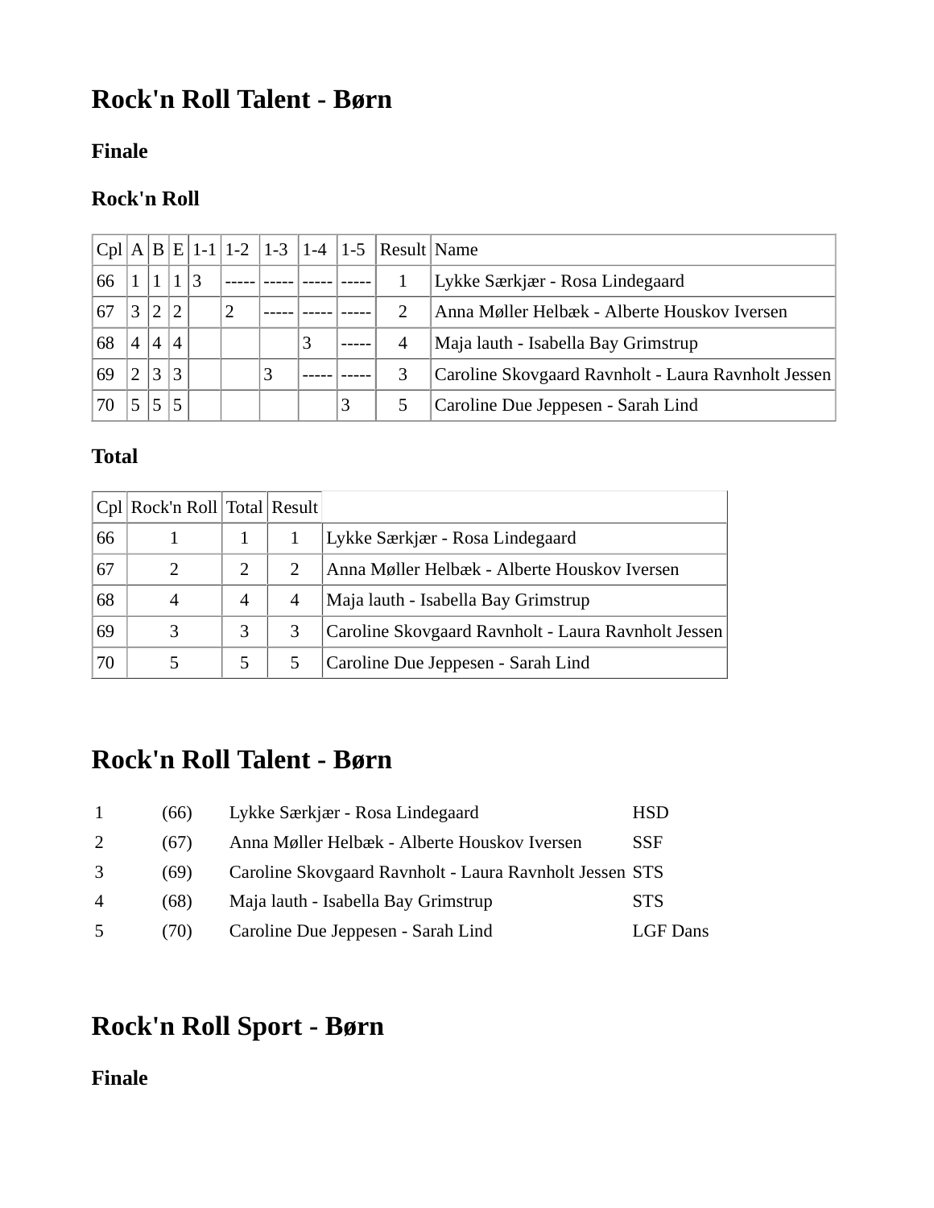# Rock'n Roll Talent - Børn

### Finale

### Rock'n Roll

| Cpl | A | B | E | 1-1 | 1-2 | 1-3 | 1-4 | 1-5 | Result | Name |
|---|---|---|---|---|---|---|---|---|---|---|
| 66 | 1 | 1 | 1 | 3 | ----- | ----- | ----- | ----- | 1 | Lykke Særkjær - Rosa Lindegaard |
| 67 | 3 | 2 | 2 | | 2 | ----- | ----- | ----- | 2 | Anna Møller Helbæk - Alberte Houskov Iversen |
| 68 | 4 | 4 | 4 | | | | 3 | ----- | 4 | Maja lauth - Isabella Bay Grimstrup |
| 69 | 2 | 3 | 3 | | | 3 | ----- | ----- | 3 | Caroline Skovgaard Ravnholt - Laura Ravnholt Jessen |
| 70 | 5 | 5 | 5 | | | | | 3 | 5 | Caroline Due Jeppesen - Sarah Lind |

### Total

| Cpl | Rock'n Roll | Total | Result | |
|---|---|---|---|---|
| 66 | 1 | 1 | 1 | Lykke Særkjær - Rosa Lindegaard |
| 67 | 2 | 2 | 2 | Anna Møller Helbæk - Alberte Houskov Iversen |
| 68 | 4 | 4 | 4 | Maja lauth - Isabella Bay Grimstrup |
| 69 | 3 | 3 | 3 | Caroline Skovgaard Ravnholt - Laura Ravnholt Jessen |
| 70 | 5 | 5 | 5 | Caroline Due Jeppesen - Sarah Lind |

# Rock'n Roll Talent - Børn

| | | | |
|---|---|---|---|
| 1 | (66) | Lykke Særkjær - Rosa Lindegaard | HSD |
| 2 | (67) | Anna Møller Helbæk - Alberte Houskov Iversen | SSF |
| 3 | (69) | Caroline Skovgaard Ravnholt - Laura Ravnholt Jessen | STS |
| 4 | (68) | Maja lauth - Isabella Bay Grimstrup | STS |
| 5 | (70) | Caroline Due Jeppesen - Sarah Lind | LGF Dans |

# Rock'n Roll Sport - Børn

### Finale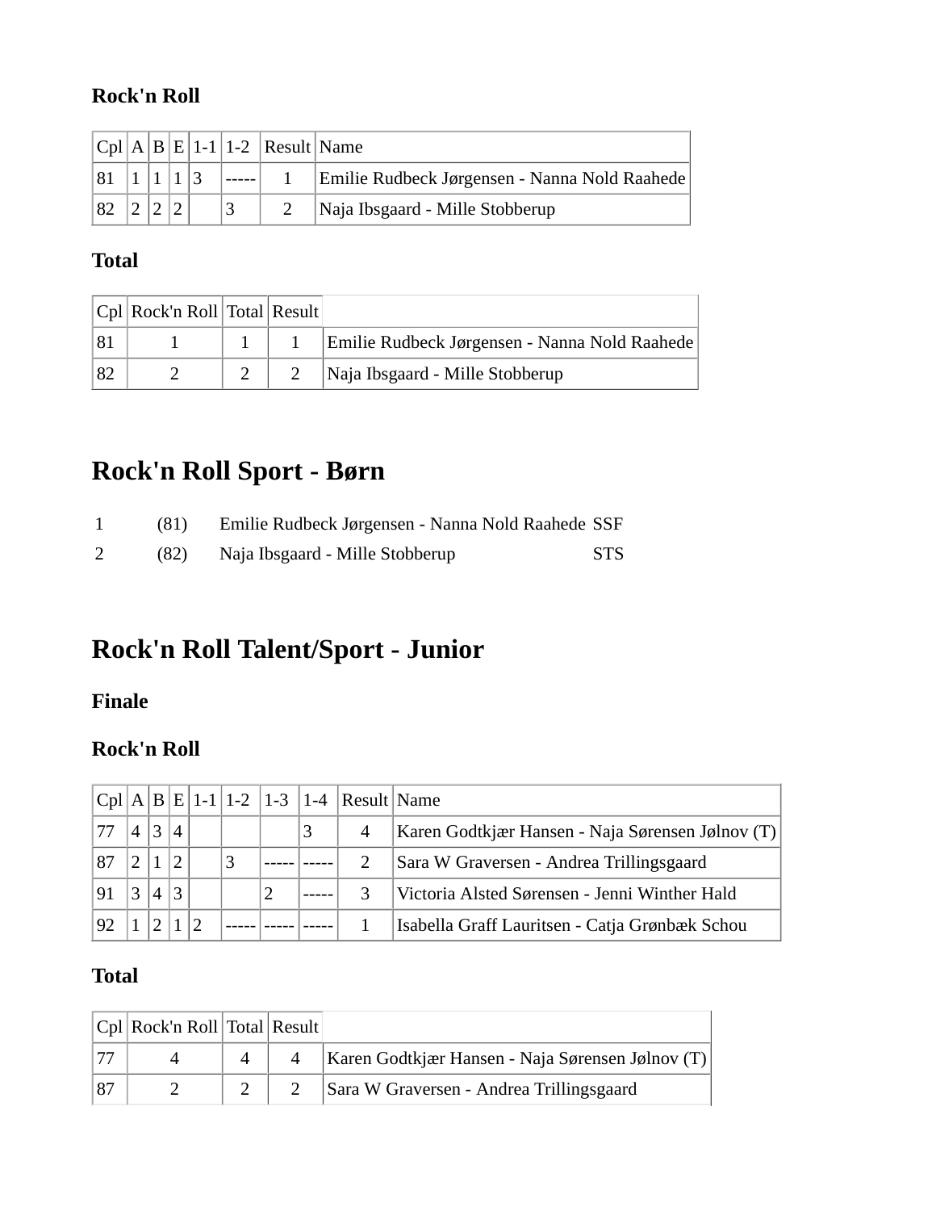### Rock'n Roll

| Cpl | A | B | E | 1-1 | 1-2 | Result | Name |
|---|---|---|---|---|---|---|---|
| 81 | 1 | 1 | 1 | 3 | ----- | 1 | Emilie Rudbeck Jørgensen - Nanna Nold Raahede |
| 82 | 2 | 2 | 2 | | 3 | 2 | Naja Ibsgaard - Mille Stobberup |

### Total

| Cpl | Rock'n Roll | Total | Result | |
|---|---|---|---|---|
| 81 | 1 | 1 | 1 | Emilie Rudbeck Jørgensen - Nanna Nold Raahede |
| 82 | 2 | 2 | 2 | Naja Ibsgaard - Mille Stobberup |

## Rock'n Roll Sport - Børn

| | | | |
|---|---|---|---|
| 1 | (81) | Emilie Rudbeck Jørgensen - Nanna Nold Raahede | SSF |
| 2 | (82) | Naja Ibsgaard - Mille Stobberup | STS |

## Rock'n Roll Talent/Sport - Junior

### Finale

### Rock'n Roll

| Cpl | A | B | E | 1-1 | 1-2 | 1-3 | 1-4 | Result | Name |
|---|---|---|---|---|---|---|---|---|---|
| 77 | 4 | 3 | 4 | | | | 3 | 4 | Karen Godtkjær Hansen - Naja Sørensen Jølnov (T) |
| 87 | 2 | 1 | 2 | | 3 | ----- | ----- | 2 | Sara W Graversen - Andrea Trillingsgaard |
| 91 | 3 | 4 | 3 | | | 2 | ----- | 3 | Victoria Alsted Sørensen - Jenni Winther Hald |
| 92 | 1 | 2 | 1 | 2 | ----- | ----- | ----- | 1 | Isabella Graff Lauritsen - Catja Grønbæk Schou |

### Total

| Cpl | Rock'n Roll | Total | Result | |
|---|---|---|---|---|
| 77 | 4 | 4 | 4 | Karen Godtkjær Hansen - Naja Sørensen Jølnov (T) |
| 87 | 2 | 2 | 2 | Sara W Graversen - Andrea Trillingsgaard |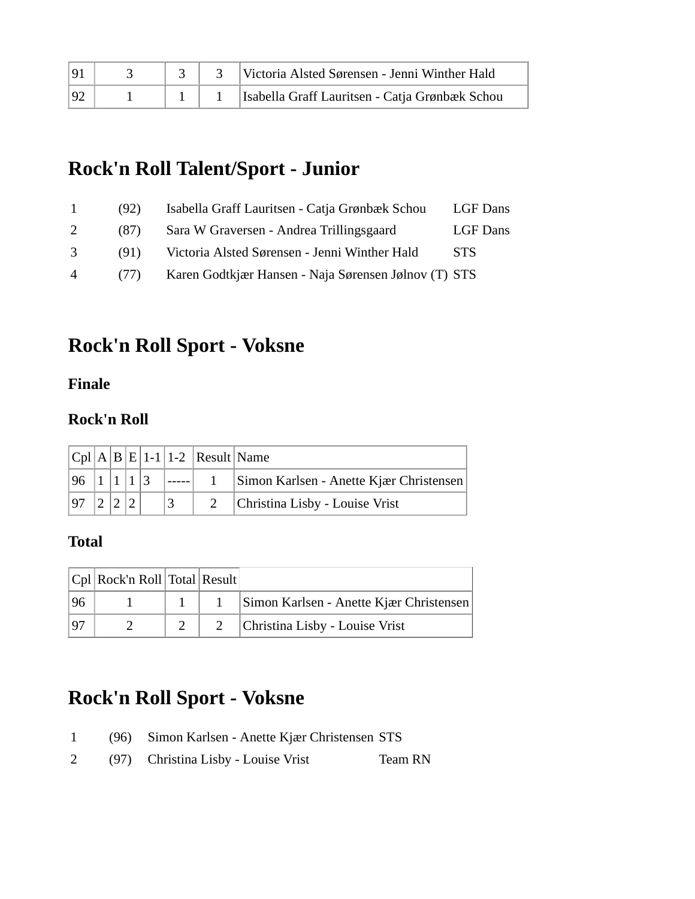| | | | | |
|---|---|---|---|---|
| 91 | 3 | 3 | 3 | Victoria Alsted Sørensen - Jenni Winther Hald |
| 92 | 1 | 1 | 1 | Isabella Graff Lauritsen - Catja Grønbæk Schou |

## Rock'n Roll Talent/Sport - Junior

| | | | |
|---|---|---|---|
| 1 | (92) | Isabella Graff Lauritsen - Catja Grønbæk Schou | LGF Dans |
| 2 | (87) | Sara W Graversen - Andrea Trillingsgaard | LGF Dans |
| 3 | (91) | Victoria Alsted Sørensen - Jenni Winther Hald | STS |
| 4 | (77) | Karen Godtkjær Hansen - Naja Sørensen Jølnov (T) | STS |

## Rock'n Roll Sport - Voksne

### Finale

### Rock'n Roll

| Cpl | A | B | E | 1-1 | 1-2 | Result | Name |
|---|---|---|---|---|---|---|---|
| 96 | 1 | 1 | 1 | 3 | ----- | 1 | Simon Karlsen - Anette Kjær Christensen |
| 97 | 2 | 2 | 2 | | 3 | 2 | Christina Lisby - Louise Vrist |

### Total

| Cpl | Rock'n Roll | Total | Result | |
|---|---|---|---|---|
| 96 | 1 | 1 | 1 | Simon Karlsen - Anette Kjær Christensen |
| 97 | 2 | 2 | 2 | Christina Lisby - Louise Vrist |

## Rock'n Roll Sport - Voksne

| | | | |
|---|---|---|---|
| 1 | (96) | Simon Karlsen - Anette Kjær Christensen | STS |
| 2 | (97) | Christina Lisby - Louise Vrist | Team RN |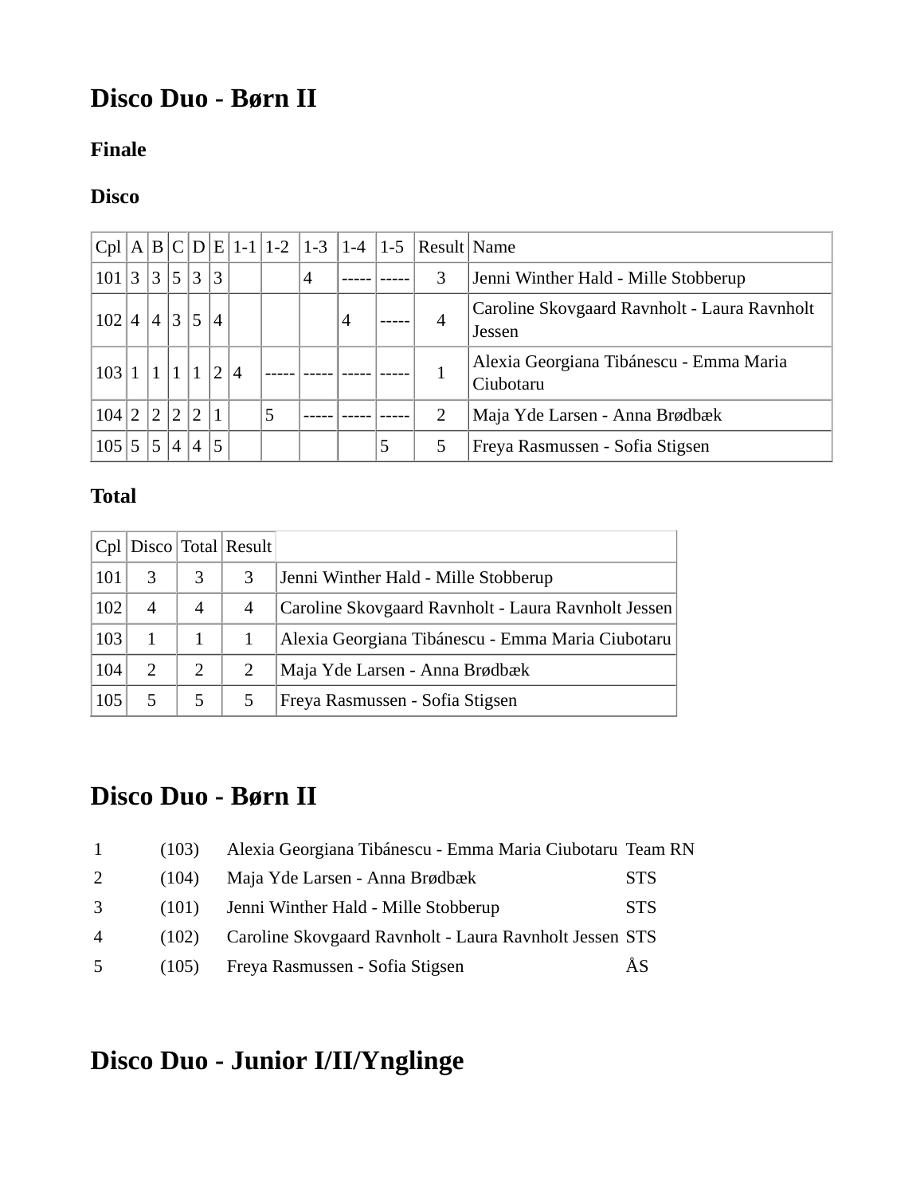# Disco Duo - Børn II

### Finale

### Disco

| Cpl | A | B | C | D | E | 1-1 | 1-2 | 1-3 | 1-4 | 1-5 | Result | Name |
|---|---|---|---|---|---|---|---|---|---|---|---|---|
| 101 | 3 | 3 | 5 | 3 | 3 | | | 4 | ----- | ----- | 3 | Jenni Winther Hald - Mille Stobberup |
| 102 | 4 | 4 | 3 | 5 | 4 | | | | 4 | ----- | 4 | Caroline Skovgaard Ravnholt - Laura Ravnholt Jessen |
| 103 | 1 | 1 | 1 | 1 | 2 | 4 | ----- | ----- | ----- | ----- | 1 | Alexia Georgiana Tibánescu - Emma Maria Ciubotaru |
| 104 | 2 | 2 | 2 | 2 | 1 | | 5 | ----- | ----- | ----- | 2 | Maja Yde Larsen - Anna Brødbæk |
| 105 | 5 | 5 | 4 | 4 | 5 | | | | | 5 | 5 | Freya Rasmussen - Sofia Stigsen |

### Total

| Cpl | Disco | Total | Result | |
|---|---|---|---|---|
| 101 | 3 | 3 | 3 | Jenni Winther Hald - Mille Stobberup |
| 102 | 4 | 4 | 4 | Caroline Skovgaard Ravnholt - Laura Ravnholt Jessen |
| 103 | 1 | 1 | 1 | Alexia Georgiana Tibánescu - Emma Maria Ciubotaru |
| 104 | 2 | 2 | 2 | Maja Yde Larsen - Anna Brødbæk |
| 105 | 5 | 5 | 5 | Freya Rasmussen - Sofia Stigsen |

# Disco Duo - Børn II

| | | | |
|---|---|---|---|
| 1 | (103) | Alexia Georgiana Tibánescu - Emma Maria Ciubotaru | Team RN |
| 2 | (104) | Maja Yde Larsen - Anna Brødbæk | STS |
| 3 | (101) | Jenni Winther Hald - Mille Stobberup | STS |
| 4 | (102) | Caroline Skovgaard Ravnholt - Laura Ravnholt Jessen | STS |
| 5 | (105) | Freya Rasmussen - Sofia Stigsen | ÅS |

# Disco Duo - Junior I/II/Ynglinge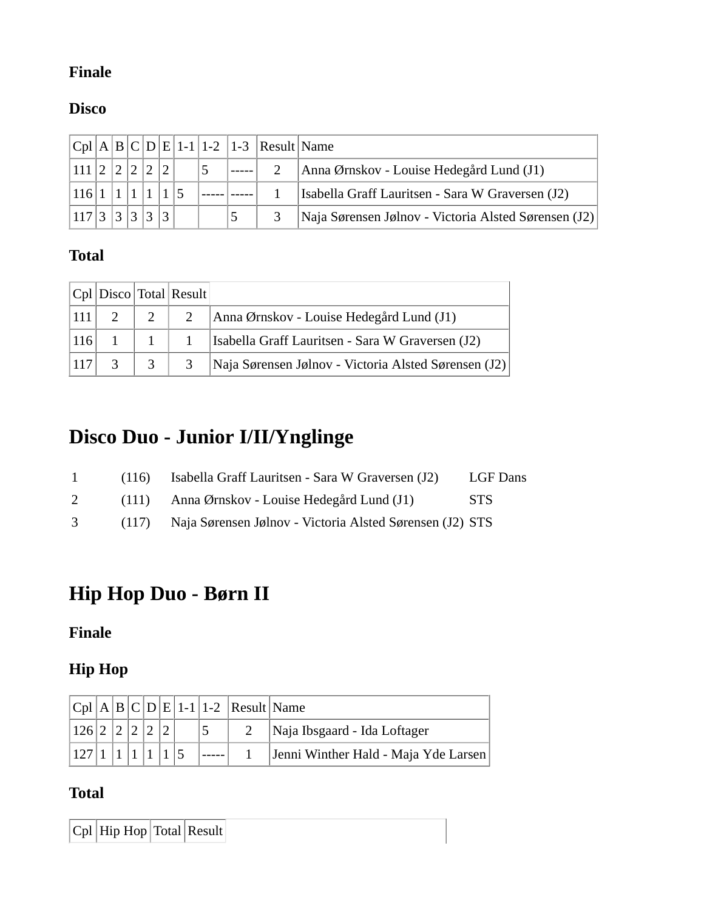### Finale

### Disco

| Cpl | A | B | C | D | E | 1-1 | 1-2 | 1-3 | Result | Name |
|---|---|---|---|---|---|---|---|---|---|---|
| 111 | 2 | 2 | 2 | 2 | 2 | | 5 | ----- | 2 | Anna Ørnskov - Louise Hedegård Lund (J1) |
| 116 | 1 | 1 | 1 | 1 | 1 | 5 | ----- | ----- | 1 | Isabella Graff Lauritsen - Sara W Graversen (J2) |
| 117 | 3 | 3 | 3 | 3 | 3 | | | 5 | 3 | Naja Sørensen Jølnov - Victoria Alsted Sørensen (J2) |

### Total

| Cpl | Disco | Total | Result | |
|---|---|---|---|---|
| 111 | 2 | 2 | 2 | Anna Ørnskov - Louise Hedegård Lund (J1) |
| 116 | 1 | 1 | 1 | Isabella Graff Lauritsen - Sara W Graversen (J2) |
| 117 | 3 | 3 | 3 | Naja Sørensen Jølnov - Victoria Alsted Sørensen (J2) |

# Disco Duo - Junior I/II/Ynglinge

| | | | |
|---|---|---|---|
| 1 | (116) | Isabella Graff Lauritsen - Sara W Graversen (J2) | LGF Dans |
| 2 | (111) | Anna Ørnskov - Louise Hedegård Lund (J1) | STS |
| 3 | (117) | Naja Sørensen Jølnov - Victoria Alsted Sørensen (J2) | STS |

# Hip Hop Duo - Børn II

### Finale

### Hip Hop

| Cpl | A | B | C | D | E | 1-1 | 1-2 | Result | Name |
|---|---|---|---|---|---|---|---|---|---|
| 126 | 2 | 2 | 2 | 2 | 2 | | 5 | 2 | Naja Ibsgaard - Ida Loftager |
| 127 | 1 | 1 | 1 | 1 | 1 | 5 | ----- | 1 | Jenni Winther Hald - Maja Yde Larsen |

### Total

| Cpl | Hip Hop | Total | Result | |
|---|---|---|---|---|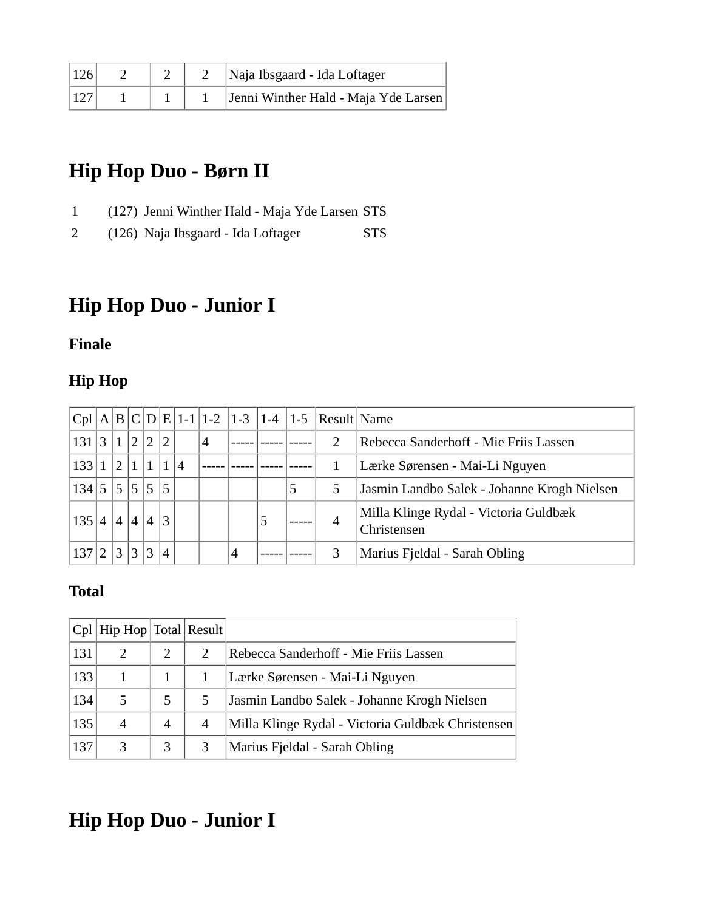| | | | | |
|---|---|---|---|---|
| 126 | 2 | 2 | 2 | Naja Ibsgaard - Ida Loftager |
| 127 | 1 | 1 | 1 | Jenni Winther Hald - Maja Yde Larsen |

# Hip Hop Duo - Børn II

| | | | |
|---|---|---|---|
| 1 | (127) | Jenni Winther Hald - Maja Yde Larsen | STS |
| 2 | (126) | Naja Ibsgaard - Ida Loftager | STS |

# Hip Hop Duo - Junior I

### Finale

### Hip Hop

| Cpl | A | B | C | D | E | 1-1 | 1-2 | 1-3 | 1-4 | 1-5 | Result | Name |
|---|---|---|---|---|---|---|---|---|---|---|---|---|
| 131 | 3 | 1 | 2 | 2 | 2 | | 4 | ----- | ----- | ----- | 2 | Rebecca Sanderhoff - Mie Friis Lassen |
| 133 | 1 | 2 | 1 | 1 | 1 | 4 | ----- | ----- | ----- | ----- | 1 | Lærke Sørensen - Mai-Li Nguyen |
| 134 | 5 | 5 | 5 | 5 | 5 | | | | | 5 | 5 | Jasmin Landbo Salek - Johanne Krogh Nielsen |
| 135 | 4 | 4 | 4 | 4 | 3 | | | | 5 | ----- | 4 | Milla Klinge Rydal - Victoria Guldbæk Christensen |
| 137 | 2 | 3 | 3 | 3 | 4 | | | 4 | ----- | ----- | 3 | Marius Fjeldal - Sarah Obling |

### Total

| Cpl | Hip Hop | Total | Result | |
|---|---|---|---|---|
| 131 | 2 | 2 | 2 | Rebecca Sanderhoff - Mie Friis Lassen |
| 133 | 1 | 1 | 1 | Lærke Sørensen - Mai-Li Nguyen |
| 134 | 5 | 5 | 5 | Jasmin Landbo Salek - Johanne Krogh Nielsen |
| 135 | 4 | 4 | 4 | Milla Klinge Rydal - Victoria Guldbæk Christensen |
| 137 | 3 | 3 | 3 | Marius Fjeldal - Sarah Obling |

# Hip Hop Duo - Junior I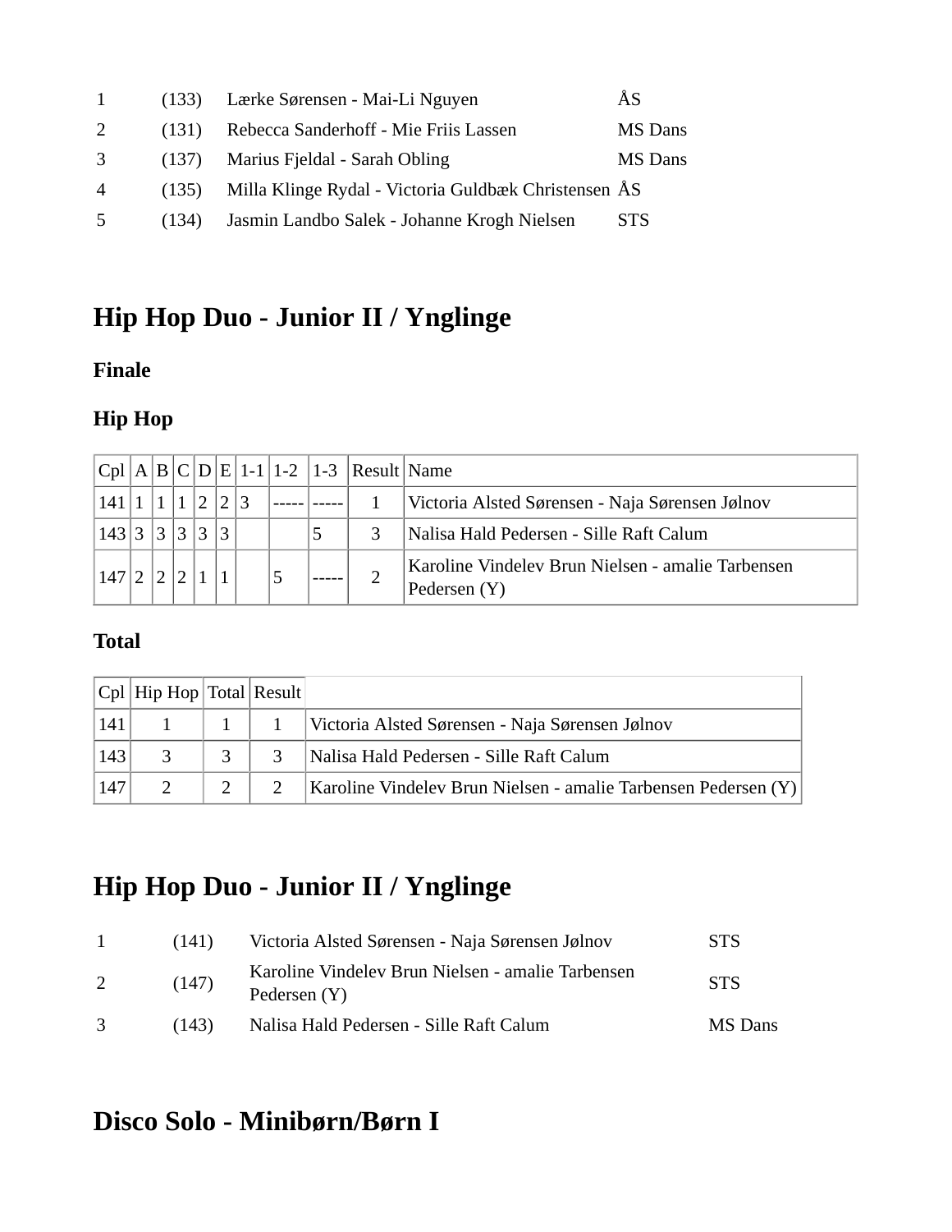| | | | |
|---|---|---|---|
| 1 | (133) | Lærke Sørensen - Mai-Li Nguyen | ÅS |
| 2 | (131) | Rebecca Sanderhoff - Mie Friis Lassen | MS Dans |
| 3 | (137) | Marius Fjeldal - Sarah Obling | MS Dans |
| 4 | (135) | Milla Klinge Rydal - Victoria Guldbæk Christensen | ÅS |
| 5 | (134) | Jasmin Landbo Salek - Johanne Krogh Nielsen | STS |

## Hip Hop Duo - Junior II / Ynglinge

### Finale

### Hip Hop

| Cpl | A | B | C | D | E | 1-1 | 1-2 | 1-3 | Result | Name |
|---|---|---|---|---|---|---|---|---|---|---|
| 141 | 1 | 1 | 1 | 2 | 2 | 3 | ----- | ----- | 1 | Victoria Alsted Sørensen - Naja Sørensen Jølnov |
| 143 | 3 | 3 | 3 | 3 | 3 | | | 5 | 3 | Nalisa Hald Pedersen - Sille Raft Calum |
| 147 | 2 | 2 | 2 | 1 | 1 | | 5 | ----- | 2 | Karoline Vindelev Brun Nielsen - amalie Tarbensen Pedersen (Y) |

### Total

| Cpl | Hip Hop | Total | Result | |
|---|---|---|---|---|
| 141 | 1 | 1 | 1 | Victoria Alsted Sørensen - Naja Sørensen Jølnov |
| 143 | 3 | 3 | 3 | Nalisa Hald Pedersen - Sille Raft Calum |
| 147 | 2 | 2 | 2 | Karoline Vindelev Brun Nielsen - amalie Tarbensen Pedersen (Y) |

## Hip Hop Duo - Junior II / Ynglinge

| | | | |
|---|---|---|---|
| 1 | (141) | Victoria Alsted Sørensen - Naja Sørensen Jølnov | STS |
| 2 | (147) | Karoline Vindelev Brun Nielsen - amalie Tarbensen Pedersen (Y) | STS |
| 3 | (143) | Nalisa Hald Pedersen - Sille Raft Calum | MS Dans |

## Disco Solo - Minibørn/Børn I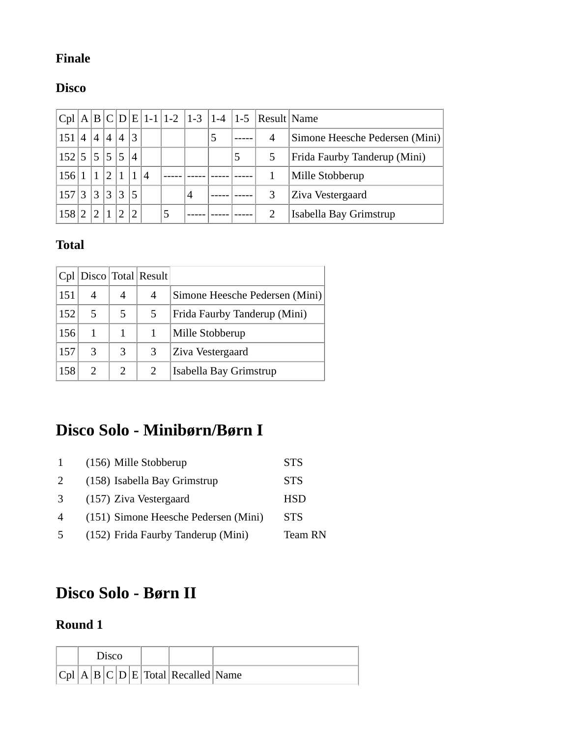### Finale

### Disco

| Cpl | A | B | C | D | E | 1-1 | 1-2 | 1-3 | 1-4 | 1-5 | Result | Name |
|---|---|---|---|---|---|---|---|---|---|---|---|---|
| 151 | 4 | 4 | 4 | 4 | 3 | | | | 5 | ----- | 4 | Simone Heesche Pedersen (Mini) |
| 152 | 5 | 5 | 5 | 5 | 4 | | | | | 5 | 5 | Frida Faurby Tanderup (Mini) |
| 156 | 1 | 1 | 2 | 1 | 1 | 4 | ----- | ----- | ----- | ----- | 1 | Mille Stobberup |
| 157 | 3 | 3 | 3 | 3 | 5 | | | 4 | ----- | ----- | 3 | Ziva Vestergaard |
| 158 | 2 | 2 | 1 | 2 | 2 | | 5 | ----- | ----- | ----- | 2 | Isabella Bay Grimstrup |

### Total

| Cpl | Disco | Total | Result | |
|---|---|---|---|---|
| 151 | 4 | 4 | 4 | Simone Heesche Pedersen (Mini) |
| 152 | 5 | 5 | 5 | Frida Faurby Tanderup (Mini) |
| 156 | 1 | 1 | 1 | Mille Stobberup |
| 157 | 3 | 3 | 3 | Ziva Vestergaard |
| 158 | 2 | 2 | 2 | Isabella Bay Grimstrup |

# Disco Solo - Minibørn/Børn I

| | | | |
|---|---|---|---|
| 1 | (156) | Mille Stobberup | STS |
| 2 | (158) | Isabella Bay Grimstrup | STS |
| 3 | (157) | Ziva Vestergaard | HSD |
| 4 | (151) | Simone Heesche Pedersen (Mini) | STS |
| 5 | (152) | Frida Faurby Tanderup (Mini) | Team RN |

# Disco Solo - Børn II

### Round 1

| | Disco | | | | | | | |
|---|---|---|---|---|---|---|---|---|
| Cpl | A | B | C | D | E | Total | Recalled | Name |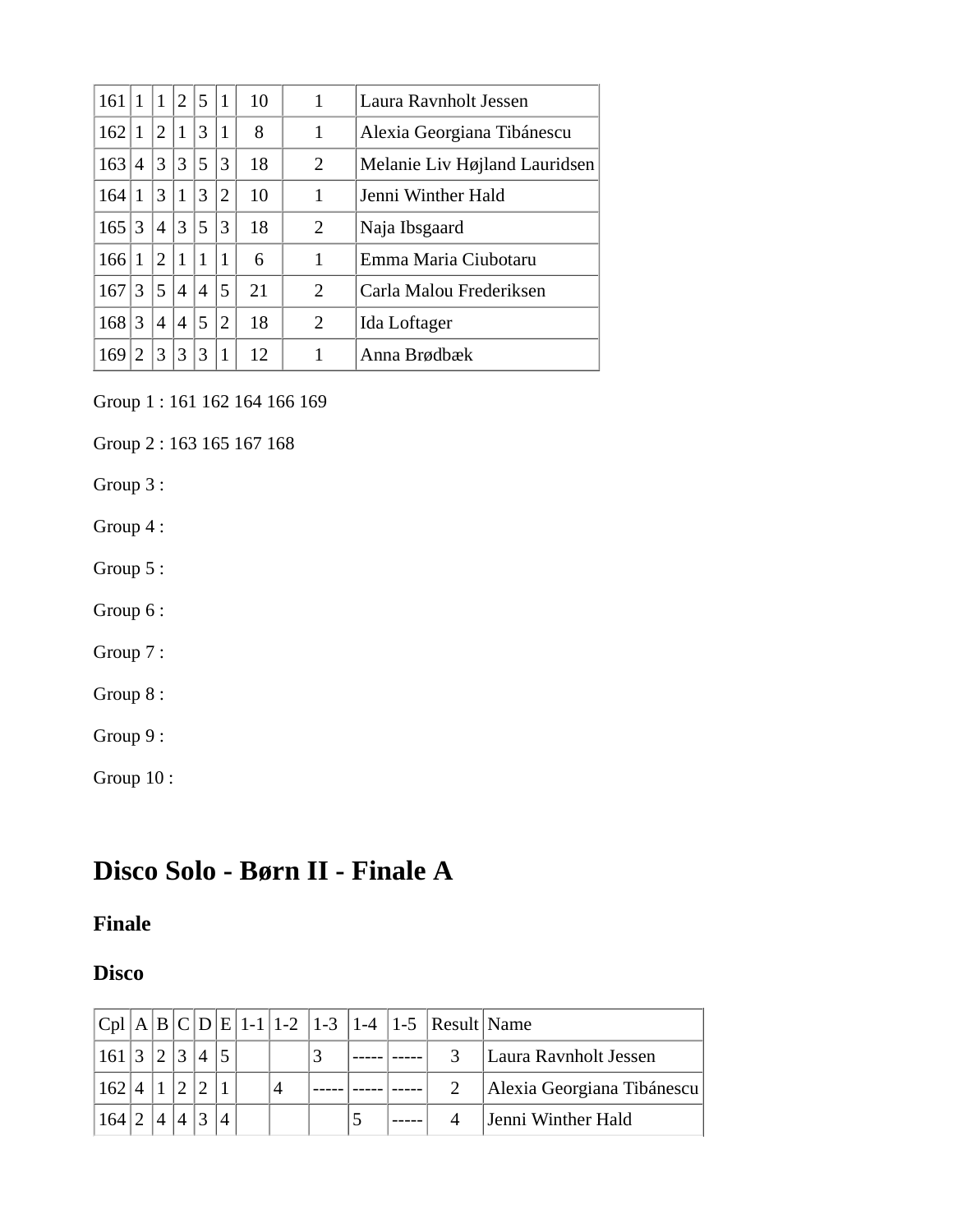| | | | | | | | | |
|---|---|---|---|---|---|---|---|---|
| 161 | 1 | 1 | 2 | 5 | 1 | 10 | 1 | Laura Ravnholt Jessen |
| 162 | 1 | 2 | 1 | 3 | 1 | 8 | 1 | Alexia Georgiana Tibánescu |
| 163 | 4 | 3 | 3 | 5 | 3 | 18 | 2 | Melanie Liv Højland Lauridsen |
| 164 | 1 | 3 | 1 | 3 | 2 | 10 | 1 | Jenni Winther Hald |
| 165 | 3 | 4 | 3 | 5 | 3 | 18 | 2 | Naja Ibsgaard |
| 166 | 1 | 2 | 1 | 1 | 1 | 6 | 1 | Emma Maria Ciubotaru |
| 167 | 3 | 5 | 4 | 4 | 5 | 21 | 2 | Carla Malou Frederiksen |
| 168 | 3 | 4 | 4 | 5 | 2 | 18 | 2 | Ida Loftager |
| 169 | 2 | 3 | 3 | 3 | 1 | 12 | 1 | Anna Brødbæk |

Group 1 : 161 162 164 166 169

Group 2 : 163 165 167 168

Group 3 :

Group 4 :

Group 5 :

Group 6 :

Group 7 :

Group 8 :

Group 9 :

Group 10 :

# Disco Solo - Børn II - Finale A

### Finale

### Disco

| Cpl | A | B | C | D | E | 1-1 | 1-2 | 1-3 | 1-4 | 1-5 | Result | Name |
|---|---|---|---|---|---|---|---|---|---|---|---|---|
| 161 | 3 | 2 | 3 | 4 | 5 | | | 3 | ----- | ----- | 3 | Laura Ravnholt Jessen |
| 162 | 4 | 1 | 2 | 2 | 1 | | 4 | ----- | ----- | ----- | 2 | Alexia Georgiana Tibánescu |
| 164 | 2 | 4 | 4 | 3 | 4 | | | | 5 | ----- | 4 | Jenni Winther Hald |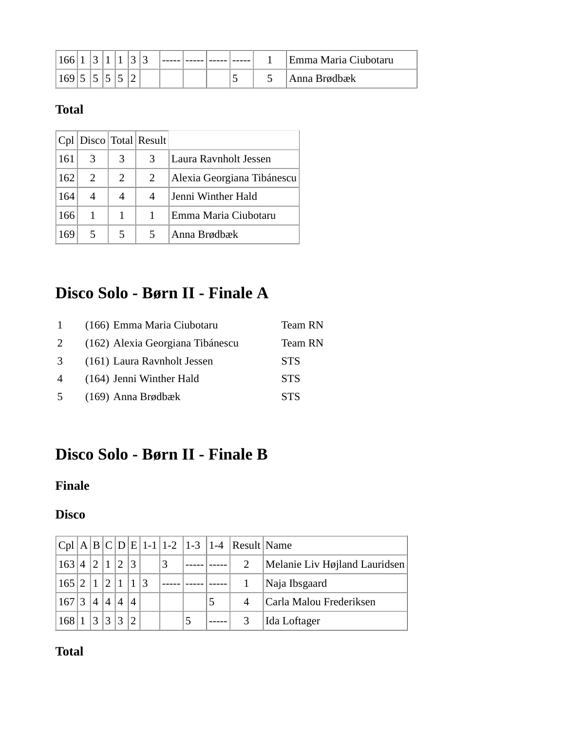| Cpl | A | B | C | D | E | 1-1 | 1-2 | 1-3 | 1-4 | 1-5 | Result | Name |
|---|---|---|---|---|---|---|---|---|---|---|---|---|
| 166 | 1 | 3 | 1 | 1 | 3 | 3 | ----- | ----- | ----- | ----- | 1 | Emma Maria Ciubotaru |
| 169 | 5 | 5 | 5 | 5 | 2 | | | | | 5 | 5 | Anna Brødbæk |

### Total

| Cpl | Disco | Total | Result | |
|---|---|---|---|---|
| 161 | 3 | 3 | 3 | Laura Ravnholt Jessen |
| 162 | 2 | 2 | 2 | Alexia Georgiana Tibánescu |
| 164 | 4 | 4 | 4 | Jenni Winther Hald |
| 166 | 1 | 1 | 1 | Emma Maria Ciubotaru |
| 169 | 5 | 5 | 5 | Anna Brødbæk |

## Disco Solo - Børn II - Finale A

| | | | |
|---|---|---|---|
| 1 | (166) | Emma Maria Ciubotaru | Team RN |
| 2 | (162) | Alexia Georgiana Tibánescu | Team RN |
| 3 | (161) | Laura Ravnholt Jessen | STS |
| 4 | (164) | Jenni Winther Hald | STS |
| 5 | (169) | Anna Brødbæk | STS |

## Disco Solo - Børn II - Finale B

### Finale

### Disco

| Cpl | A | B | C | D | E | 1-1 | 1-2 | 1-3 | 1-4 | Result | Name |
|---|---|---|---|---|---|---|---|---|---|---|---|
| 163 | 4 | 2 | 1 | 2 | 3 | | 3 | ----- | ----- | 2 | Melanie Liv Højland Lauridsen |
| 165 | 2 | 1 | 2 | 1 | 1 | 3 | ----- | ----- | ----- | 1 | Naja Ibsgaard |
| 167 | 3 | 4 | 4 | 4 | 4 | | | | 5 | 4 | Carla Malou Frederiksen |
| 168 | 1 | 3 | 3 | 3 | 2 | | | 5 | ----- | 3 | Ida Loftager |

### Total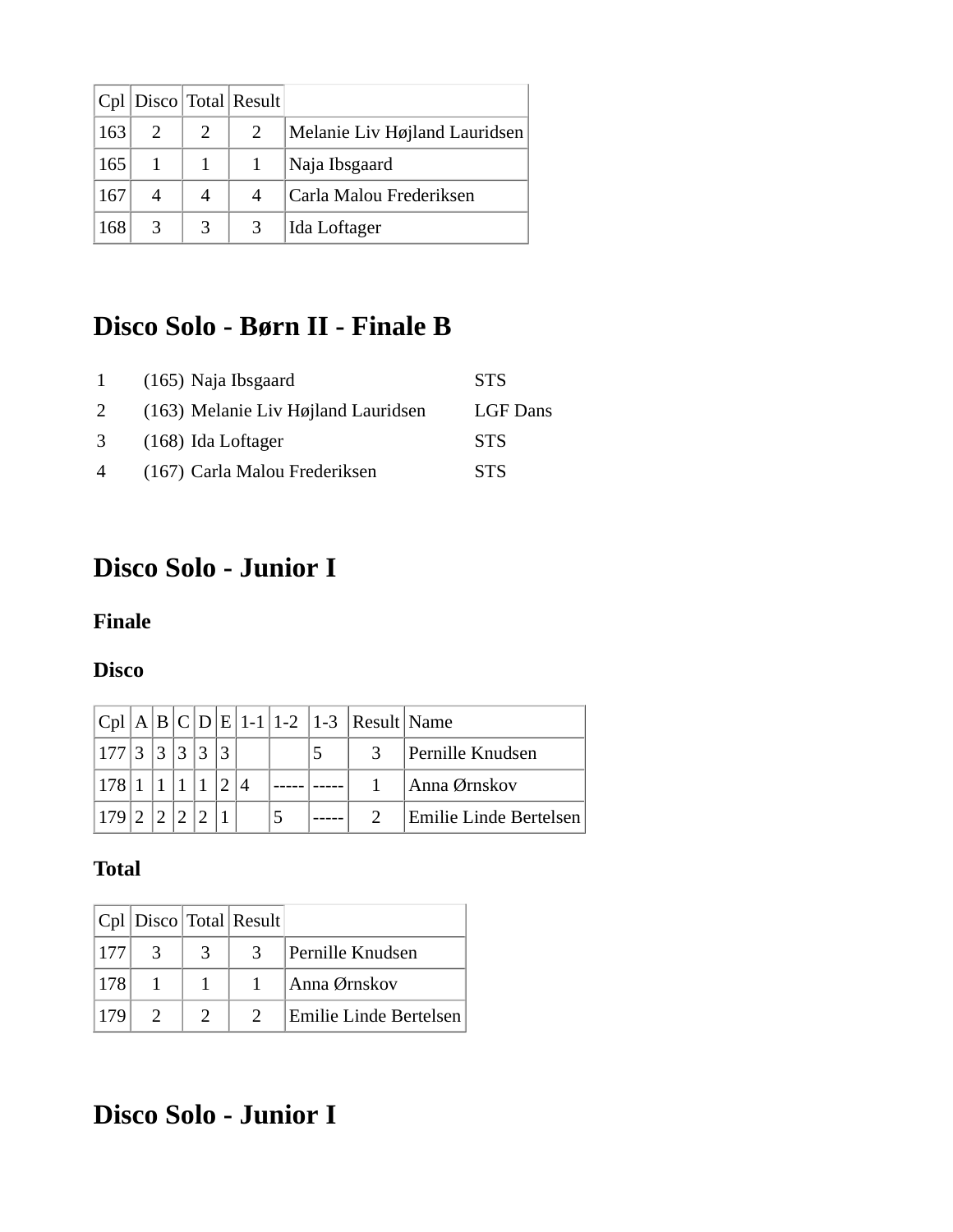| Cpl | Disco | Total | Result | |
|---|---|---|---|---|
| 163 | 2 | 2 | 2 | Melanie Liv Højland Lauridsen |
| 165 | 1 | 1 | 1 | Naja Ibsgaard |
| 167 | 4 | 4 | 4 | Carla Malou Frederiksen |
| 168 | 3 | 3 | 3 | Ida Loftager |

# Disco Solo - Børn II - Finale B

| | | | |
|---|---|---|---|
| 1 | (165) | Naja Ibsgaard | STS |
| 2 | (163) | Melanie Liv Højland Lauridsen | LGF Dans |
| 3 | (168) | Ida Loftager | STS |
| 4 | (167) | Carla Malou Frederiksen | STS |

# Disco Solo - Junior I

### Finale

### Disco

| Cpl | A | B | C | D | E | 1-1 | 1-2 | 1-3 | Result | Name |
|---|---|---|---|---|---|---|---|---|---|---|
| 177 | 3 | 3 | 3 | 3 | 3 | | | 5 | 3 | Pernille Knudsen |
| 178 | 1 | 1 | 1 | 1 | 2 | 4 | ----- | ----- | 1 | Anna Ørnskov |
| 179 | 2 | 2 | 2 | 2 | 1 | | 5 | ----- | 2 | Emilie Linde Bertelsen |

### Total

| Cpl | Disco | Total | Result | |
|---|---|---|---|---|
| 177 | 3 | 3 | 3 | Pernille Knudsen |
| 178 | 1 | 1 | 1 | Anna Ørnskov |
| 179 | 2 | 2 | 2 | Emilie Linde Bertelsen |

# Disco Solo - Junior I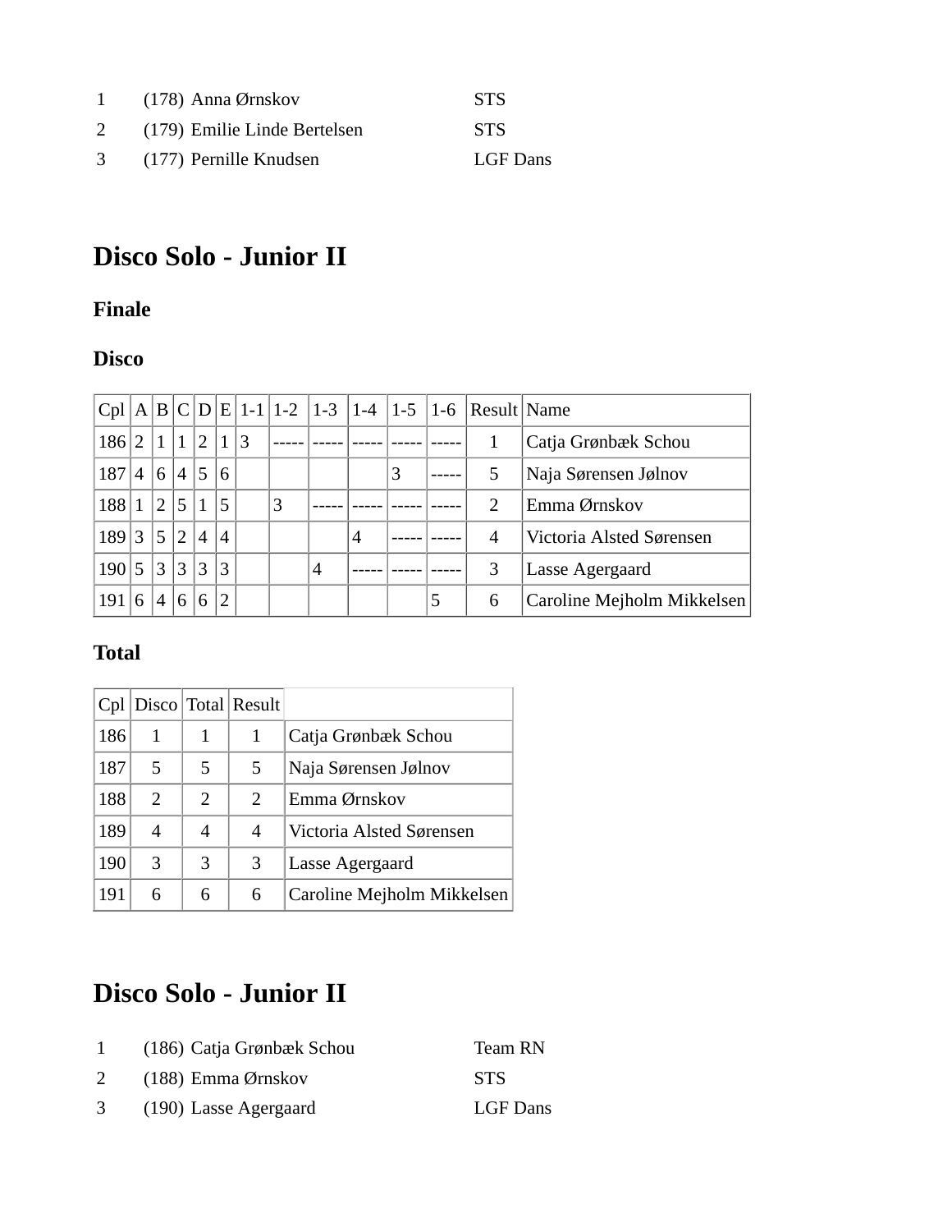| 1 | (178) | Anna Ørnskov | STS |
|---|---|---|---|
| 2 | (179) | Emilie Linde Bertelsen | STS |
| 3 | (177) | Pernille Knudsen | LGF Dans |

# Disco Solo - Junior II

### Finale

### Disco

| Cpl | A | B | C | D | E | 1-1 | 1-2 | 1-3 | 1-4 | 1-5 | 1-6 | Result | Name |
|---|---|---|---|---|---|---|---|---|---|---|---|---|---|
| 186 | 2 | 1 | 1 | 2 | 1 | 3 | ----- | ----- | ----- | ----- | ----- | 1 | Catja Grønbæk Schou |
| 187 | 4 | 6 | 4 | 5 | 6 | | | | | 3 | ----- | 5 | Naja Sørensen Jølnov |
| 188 | 1 | 2 | 5 | 1 | 5 | | 3 | ----- | ----- | ----- | ----- | 2 | Emma Ørnskov |
| 189 | 3 | 5 | 2 | 4 | 4 | | | | 4 | ----- | ----- | 4 | Victoria Alsted Sørensen |
| 190 | 5 | 3 | 3 | 3 | 3 | | | 4 | ----- | ----- | ----- | 3 | Lasse Agergaard |
| 191 | 6 | 4 | 6 | 6 | 2 | | | | | | 5 | 6 | Caroline Mejholm Mikkelsen |

### Total

| Cpl | Disco | Total | Result | |
|---|---|---|---|---|
| 186 | 1 | 1 | 1 | Catja Grønbæk Schou |
| 187 | 5 | 5 | 5 | Naja Sørensen Jølnov |
| 188 | 2 | 2 | 2 | Emma Ørnskov |
| 189 | 4 | 4 | 4 | Victoria Alsted Sørensen |
| 190 | 3 | 3 | 3 | Lasse Agergaard |
| 191 | 6 | 6 | 6 | Caroline Mejholm Mikkelsen |

# Disco Solo - Junior II

| 1 | (186) | Catja Grønbæk Schou | Team RN |
|---|---|---|---|
| 2 | (188) | Emma Ørnskov | STS |
| 3 | (190) | Lasse Agergaard | LGF Dans |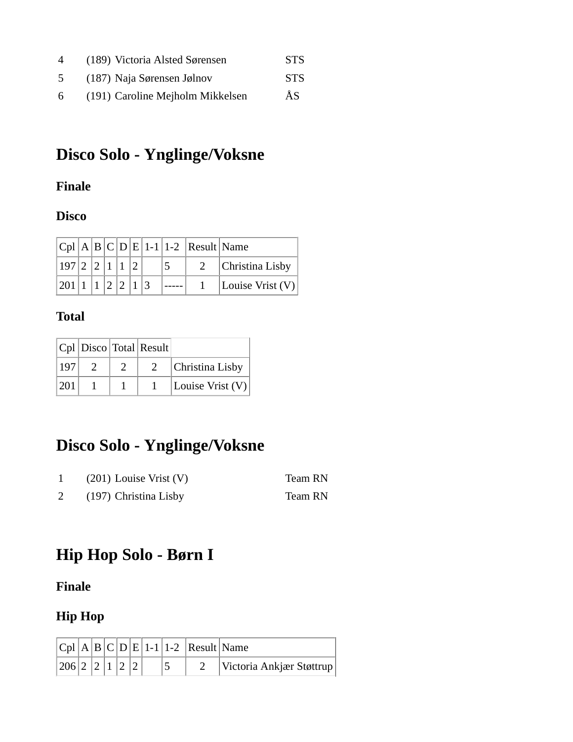| | | | |
|---|---|---|---|
| 4 | (189) | Victoria Alsted Sørensen | STS |
| 5 | (187) | Naja Sørensen Jølnov | STS |
| 6 | (191) | Caroline Mejholm Mikkelsen | ÅS |

# Disco Solo - Ynglinge/Voksne

### Finale

### Disco

| Cpl | A | B | C | D | E | 1-1 | 1-2 | Result | Name |
|---|---|---|---|---|---|---|---|---|---|
| 197 | 2 | 2 | 1 | 1 | 2 | | 5 | 2 | Christina Lisby |
| 201 | 1 | 1 | 2 | 2 | 1 | 3 | ----- | 1 | Louise Vrist (V) |

### Total

| Cpl | Disco | Total | Result | |
|---|---|---|---|---|
| 197 | 2 | 2 | 2 | Christina Lisby |
| 201 | 1 | 1 | 1 | Louise Vrist (V) |

# Disco Solo - Ynglinge/Voksne

| | | | |
|---|---|---|---|
| 1 | (201) | Louise Vrist (V) | Team RN |
| 2 | (197) | Christina Lisby | Team RN |

# Hip Hop Solo - Børn I

### Finale

### Hip Hop

| Cpl | A | B | C | D | E | 1-1 | 1-2 | Result | Name |
|---|---|---|---|---|---|---|---|---|---|
| 206 | 2 | 2 | 1 | 2 | 2 | | 5 | 2 | Victoria Ankjær Støttrup |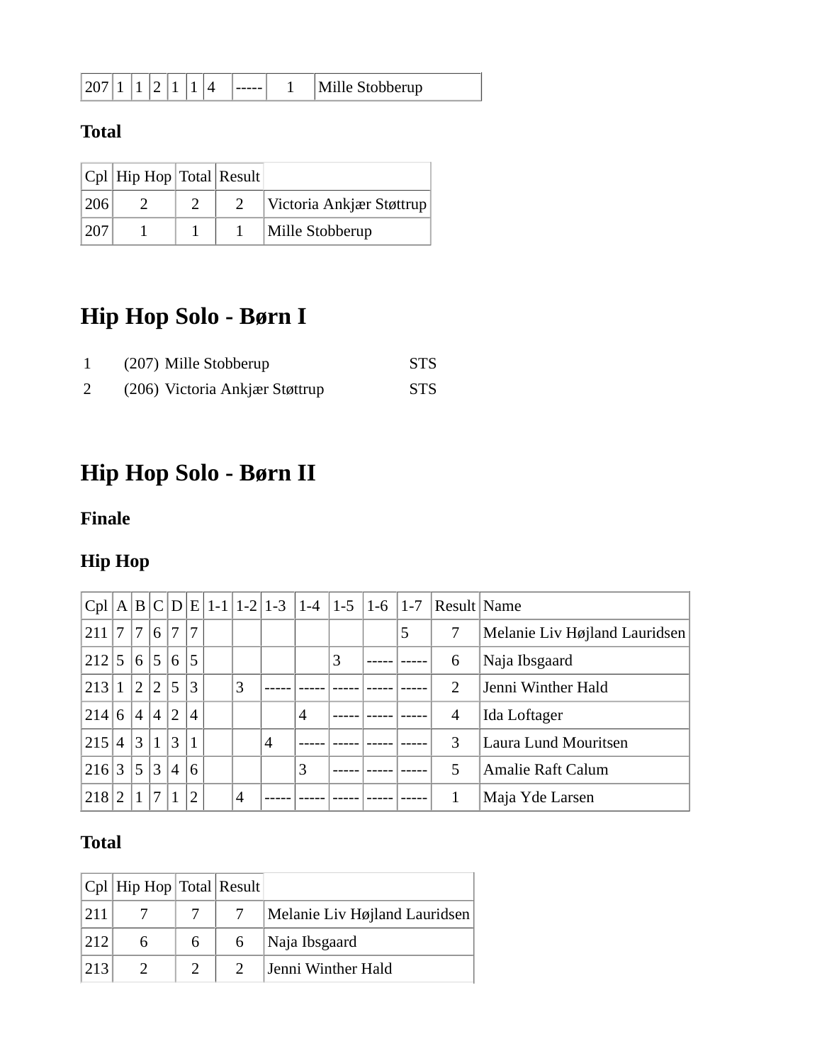| 207 | 1 | 1 | 2 | 1 | 1 | 4 | ----- | 1 | Mille Stobberup |
|---|---|---|---|---|---|---|---|---|---|

### Total

| Cpl | Hip Hop | Total | Result | |
|---|---|---|---|---|
| 206 | 2 | 2 | 2 | Victoria Ankjær Støttrup |
| 207 | 1 | 1 | 1 | Mille Stobberup |

# Hip Hop Solo - Børn I

| | | | |
|---|---|---|---|
| 1 | (207) | Mille Stobberup | STS |
| 2 | (206) | Victoria Ankjær Støttrup | STS |

# Hip Hop Solo - Børn II

### Finale

### Hip Hop

| Cpl | A | B | C | D | E | 1-1 | 1-2 | 1-3 | 1-4 | 1-5 | 1-6 | 1-7 | Result | Name |
|---|---|---|---|---|---|---|---|---|---|---|---|---|---|---|
| 211 | 7 | 7 | 6 | 7 | 7 | | | | | | | 5 | 7 | Melanie Liv Højland Lauridsen |
| 212 | 5 | 6 | 5 | 6 | 5 | | | | | 3 | ----- | ----- | 6 | Naja Ibsgaard |
| 213 | 1 | 2 | 2 | 5 | 3 | | 3 | ----- | ----- | ----- | ----- | ----- | 2 | Jenni Winther Hald |
| 214 | 6 | 4 | 4 | 2 | 4 | | | | 4 | ----- | ----- | ----- | 4 | Ida Loftager |
| 215 | 4 | 3 | 1 | 3 | 1 | | | 4 | ----- | ----- | ----- | ----- | 3 | Laura Lund Mouritsen |
| 216 | 3 | 5 | 3 | 4 | 6 | | | | 3 | ----- | ----- | ----- | 5 | Amalie Raft Calum |
| 218 | 2 | 1 | 7 | 1 | 2 | | 4 | ----- | ----- | ----- | ----- | ----- | 1 | Maja Yde Larsen |

### Total

| Cpl | Hip Hop | Total | Result | |
|---|---|---|---|---|
| 211 | 7 | 7 | 7 | Melanie Liv Højland Lauridsen |
| 212 | 6 | 6 | 6 | Naja Ibsgaard |
| 213 | 2 | 2 | 2 | Jenni Winther Hald |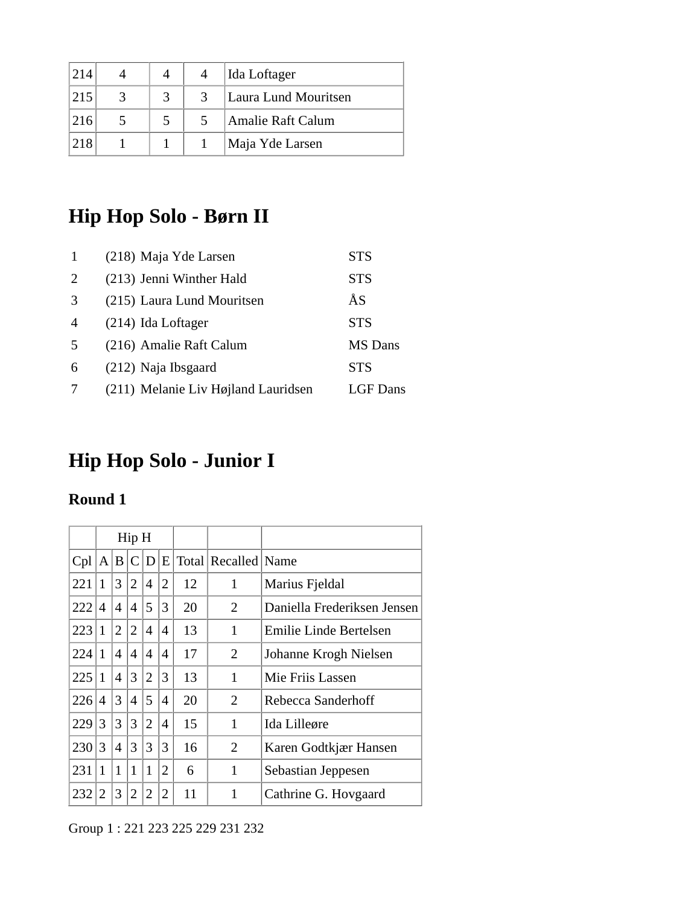| | | | | |
|---|---|---|---|---|
| 214 | 4 | 4 | 4 | Ida Loftager |
| 215 | 3 | 3 | 3 | Laura Lund Mouritsen |
| 216 | 5 | 5 | 5 | Amalie Raft Calum |
| 218 | 1 | 1 | 1 | Maja Yde Larsen |

# Hip Hop Solo - Børn II

| | | | |
|---|---|---|---|
| 1 | (218) | Maja Yde Larsen | STS |
| 2 | (213) | Jenni Winther Hald | STS |
| 3 | (215) | Laura Lund Mouritsen | ÅS |
| 4 | (214) | Ida Loftager | STS |
| 5 | (216) | Amalie Raft Calum | MS Dans |
| 6 | (212) | Naja Ibsgaard | STS |
| 7 | (211) | Melanie Liv Højland Lauridsen | LGF Dans |

# Hip Hop Solo - Junior I

## Round 1

| | Hip H | | | | | | | |
|---|---|---|---|---|---|---|---|---|
| Cpl | A | B | C | D | E | Total | Recalled | Name |
| 221 | 1 | 3 | 2 | 4 | 2 | 12 | 1 | Marius Fjeldal |
| 222 | 4 | 4 | 4 | 5 | 3 | 20 | 2 | Daniella Frederiksen Jensen |
| 223 | 1 | 2 | 2 | 4 | 4 | 13 | 1 | Emilie Linde Bertelsen |
| 224 | 1 | 4 | 4 | 4 | 4 | 17 | 2 | Johanne Krogh Nielsen |
| 225 | 1 | 4 | 3 | 2 | 3 | 13 | 1 | Mie Friis Lassen |
| 226 | 4 | 3 | 4 | 5 | 4 | 20 | 2 | Rebecca Sanderhoff |
| 229 | 3 | 3 | 3 | 2 | 4 | 15 | 1 | Ida Lilleøre |
| 230 | 3 | 4 | 3 | 3 | 3 | 16 | 2 | Karen Godtkjær Hansen |
| 231 | 1 | 1 | 1 | 1 | 2 | 6 | 1 | Sebastian Jeppesen |
| 232 | 2 | 3 | 2 | 2 | 2 | 11 | 1 | Cathrine G. Hovgaard |

Group 1 : 221 223 225 229 231 232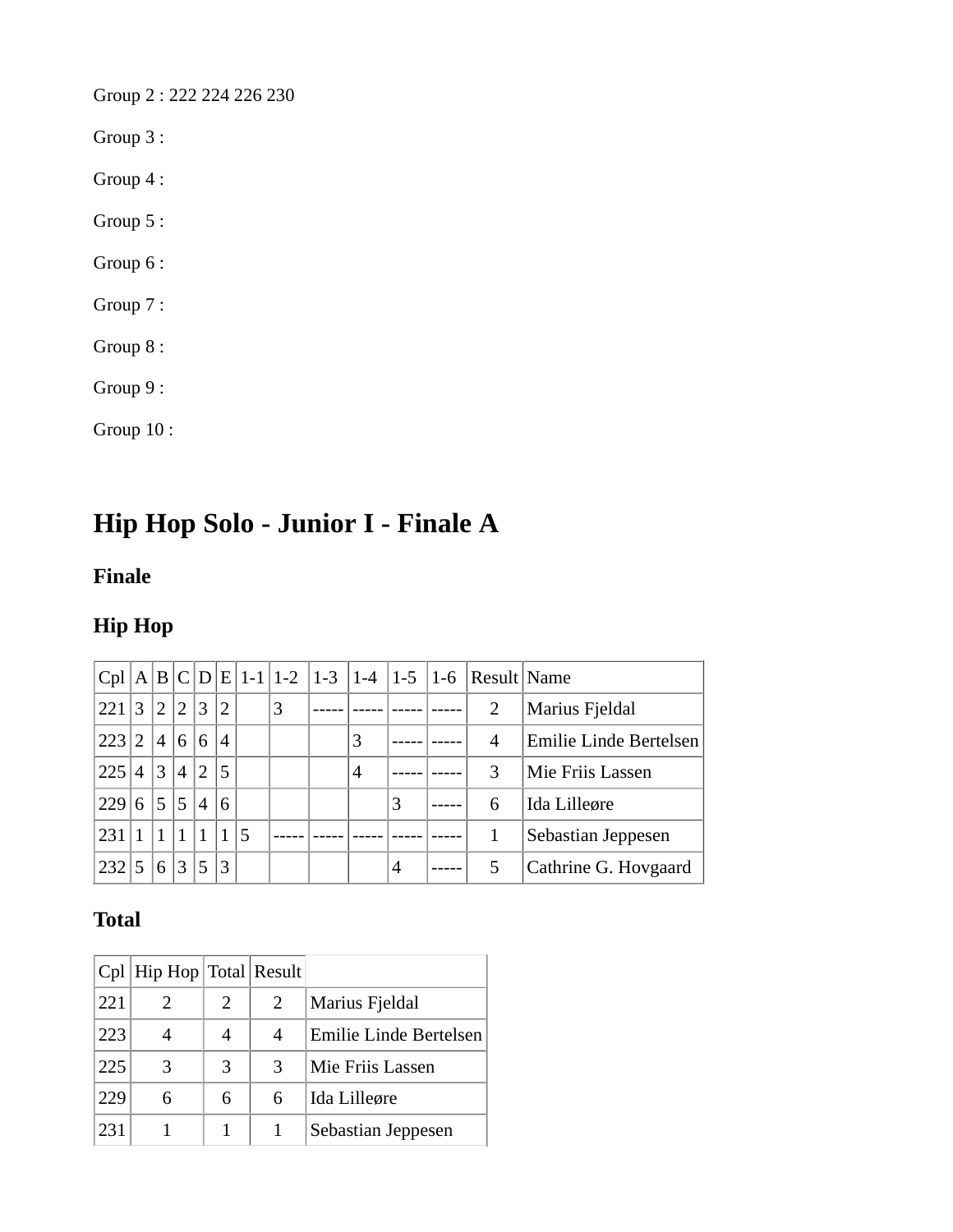Group 2 : 222 224 226 230

Group 3 :

Group 4 :

Group 5 :

Group 6 :

Group 7 :

Group 8 :

Group 9 :

Group 10 :

# Hip Hop Solo - Junior I - Finale A

### Finale

### Hip Hop

| Cpl | A | B | C | D | E | 1-1 | 1-2 | 1-3 | 1-4 | 1-5 | 1-6 | Result | Name |
|---|---|---|---|---|---|---|---|---|---|---|---|---|---|
| 221 | 3 | 2 | 2 | 3 | 2 | | 3 | ----- | ----- | ----- | ----- | 2 | Marius Fjeldal |
| 223 | 2 | 4 | 6 | 6 | 4 | | | | 3 | ----- | ----- | 4 | Emilie Linde Bertelsen |
| 225 | 4 | 3 | 4 | 2 | 5 | | | | 4 | ----- | ----- | 3 | Mie Friis Lassen |
| 229 | 6 | 5 | 5 | 4 | 6 | | | | | 3 | ----- | 6 | Ida Lilleøre |
| 231 | 1 | 1 | 1 | 1 | 1 | 5 | ----- | ----- | ----- | ----- | ----- | 1 | Sebastian Jeppesen |
| 232 | 5 | 6 | 3 | 5 | 3 | | | | | 4 | ----- | 5 | Cathrine G. Hovgaard |

### Total

| Cpl | Hip Hop | Total | Result | |
|---|---|---|---|---|
| 221 | 2 | 2 | 2 | Marius Fjeldal |
| 223 | 4 | 4 | 4 | Emilie Linde Bertelsen |
| 225 | 3 | 3 | 3 | Mie Friis Lassen |
| 229 | 6 | 6 | 6 | Ida Lilleøre |
| 231 | 1 | 1 | 1 | Sebastian Jeppesen |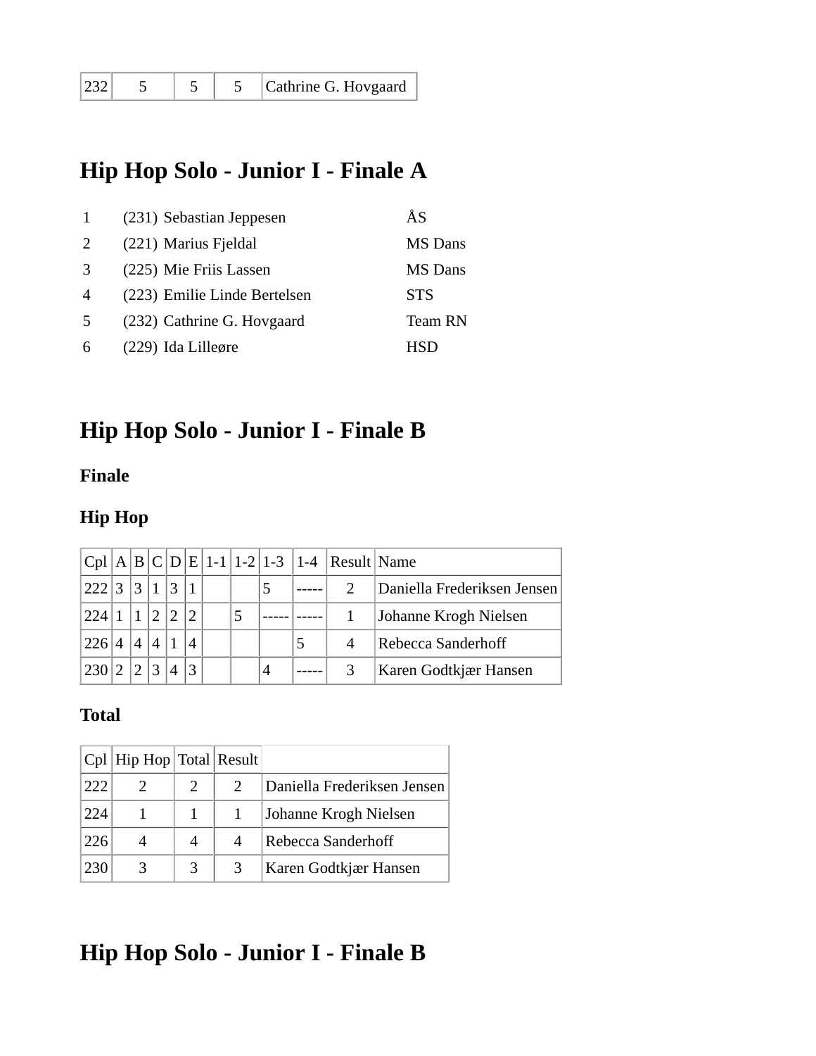| 232 | 5 | 5 | 5 | Cathrine G. Hovgaard |
|---|---|---|---|---|

## Hip Hop Solo - Junior I - Finale A

| | | | |
|---|---|---|---|
| 1 | (231) | Sebastian Jeppesen | ÅS |
| 2 | (221) | Marius Fjeldal | MS Dans |
| 3 | (225) | Mie Friis Lassen | MS Dans |
| 4 | (223) | Emilie Linde Bertelsen | STS |
| 5 | (232) | Cathrine G. Hovgaard | Team RN |
| 6 | (229) | Ida Lilleøre | HSD |

## Hip Hop Solo - Junior I - Finale B

### Finale

### Hip Hop

| Cpl | A | B | C | D | E | 1-1 | 1-2 | 1-3 | 1-4 | Result | Name |
|---|---|---|---|---|---|---|---|---|---|---|---|
| 222 | 3 | 3 | 1 | 3 | 1 | | | 5 | ----- | 2 | Daniella Frederiksen Jensen |
| 224 | 1 | 1 | 2 | 2 | 2 | | 5 | ----- | ----- | 1 | Johanne Krogh Nielsen |
| 226 | 4 | 4 | 4 | 1 | 4 | | | | 5 | 4 | Rebecca Sanderhoff |
| 230 | 2 | 2 | 3 | 4 | 3 | | | 4 | ----- | 3 | Karen Godtkjær Hansen |

### Total

| Cpl | Hip Hop | Total | Result | |
|---|---|---|---|---|
| 222 | 2 | 2 | 2 | Daniella Frederiksen Jensen |
| 224 | 1 | 1 | 1 | Johanne Krogh Nielsen |
| 226 | 4 | 4 | 4 | Rebecca Sanderhoff |
| 230 | 3 | 3 | 3 | Karen Godtkjær Hansen |

## Hip Hop Solo - Junior I - Finale B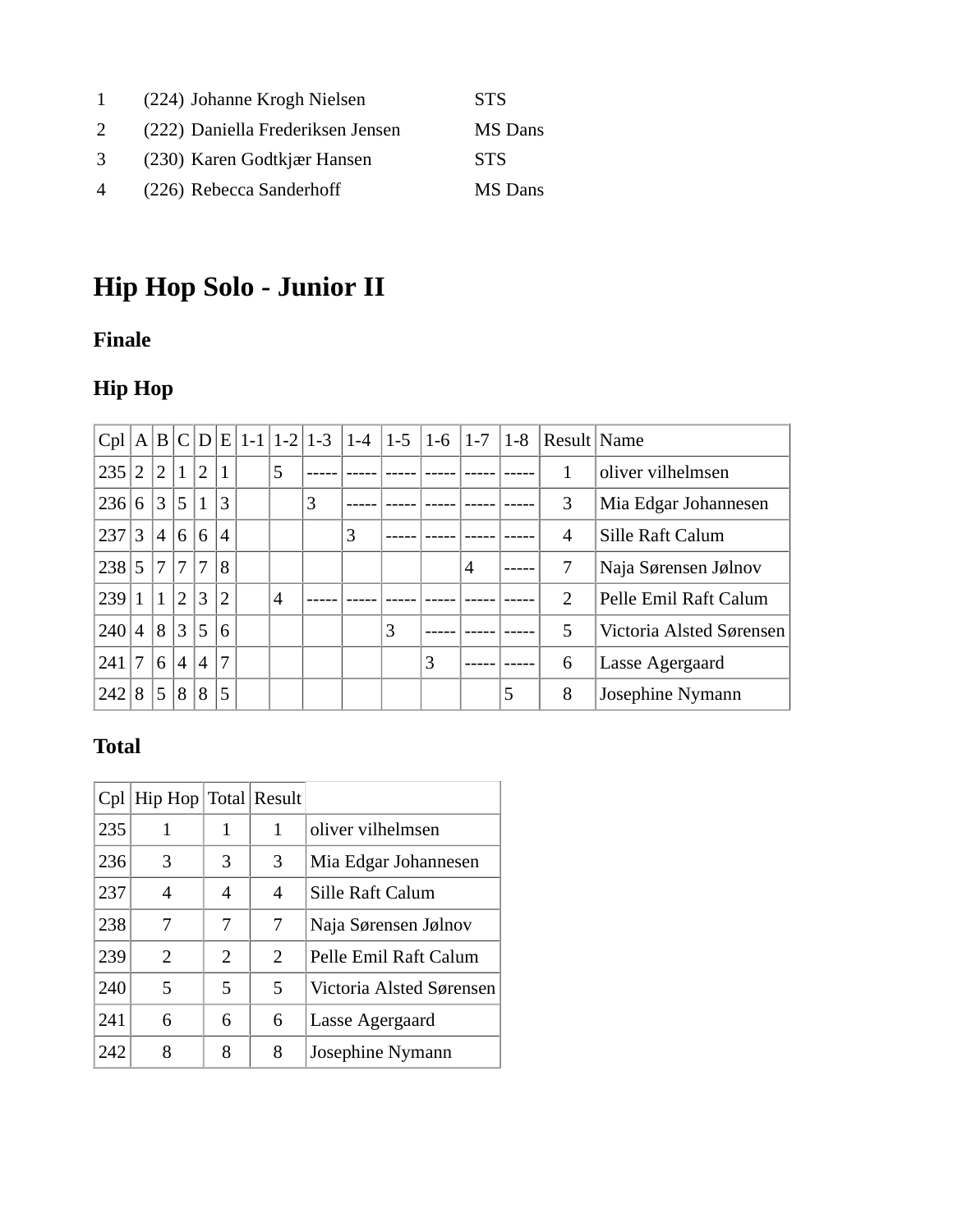1 (224) Johanne Krogh Nielsen STS

2 (222) Daniella Frederiksen Jensen MS Dans

3 (230) Karen Godtkjær Hansen STS

4 (226) Rebecca Sanderhoff MS Dans

# Hip Hop Solo - Junior II

## Finale

## Hip Hop

| Cpl | A | B | C | D | E | 1-1 | 1-2 | 1-3 | 1-4 | 1-5 | 1-6 | 1-7 | 1-8 | Result | Name |
|---|---|---|---|---|---|---|---|---|---|---|---|---|---|---|---|
| 235 | 2 | 2 | 1 | 2 | 1 | | 5 | ----- | ----- | ----- | ----- | ----- | ----- | 1 | oliver vilhelmsen |
| 236 | 6 | 3 | 5 | 1 | 3 | | | 3 | ----- | ----- | ----- | ----- | ----- | 3 | Mia Edgar Johannesen |
| 237 | 3 | 4 | 6 | 6 | 4 | | | | 3 | ----- | ----- | ----- | ----- | 4 | Sille Raft Calum |
| 238 | 5 | 7 | 7 | 7 | 8 | | | | | | | 4 | ----- | 7 | Naja Sørensen Jølnov |
| 239 | 1 | 1 | 2 | 3 | 2 | | 4 | ----- | ----- | ----- | ----- | ----- | ----- | 2 | Pelle Emil Raft Calum |
| 240 | 4 | 8 | 3 | 5 | 6 | | | | | 3 | ----- | ----- | ----- | 5 | Victoria Alsted Sørensen |
| 241 | 7 | 6 | 4 | 4 | 7 | | | | | | 3 | ----- | ----- | 6 | Lasse Agergaard |
| 242 | 8 | 5 | 8 | 8 | 5 | | | | | | | | 5 | 8 | Josephine Nymann |

## Total

| Cpl | Hip Hop | Total | Result | |
|---|---|---|---|---|
| 235 | 1 | 1 | 1 | oliver vilhelmsen |
| 236 | 3 | 3 | 3 | Mia Edgar Johannesen |
| 237 | 4 | 4 | 4 | Sille Raft Calum |
| 238 | 7 | 7 | 7 | Naja Sørensen Jølnov |
| 239 | 2 | 2 | 2 | Pelle Emil Raft Calum |
| 240 | 5 | 5 | 5 | Victoria Alsted Sørensen |
| 241 | 6 | 6 | 6 | Lasse Agergaard |
| 242 | 8 | 8 | 8 | Josephine Nymann |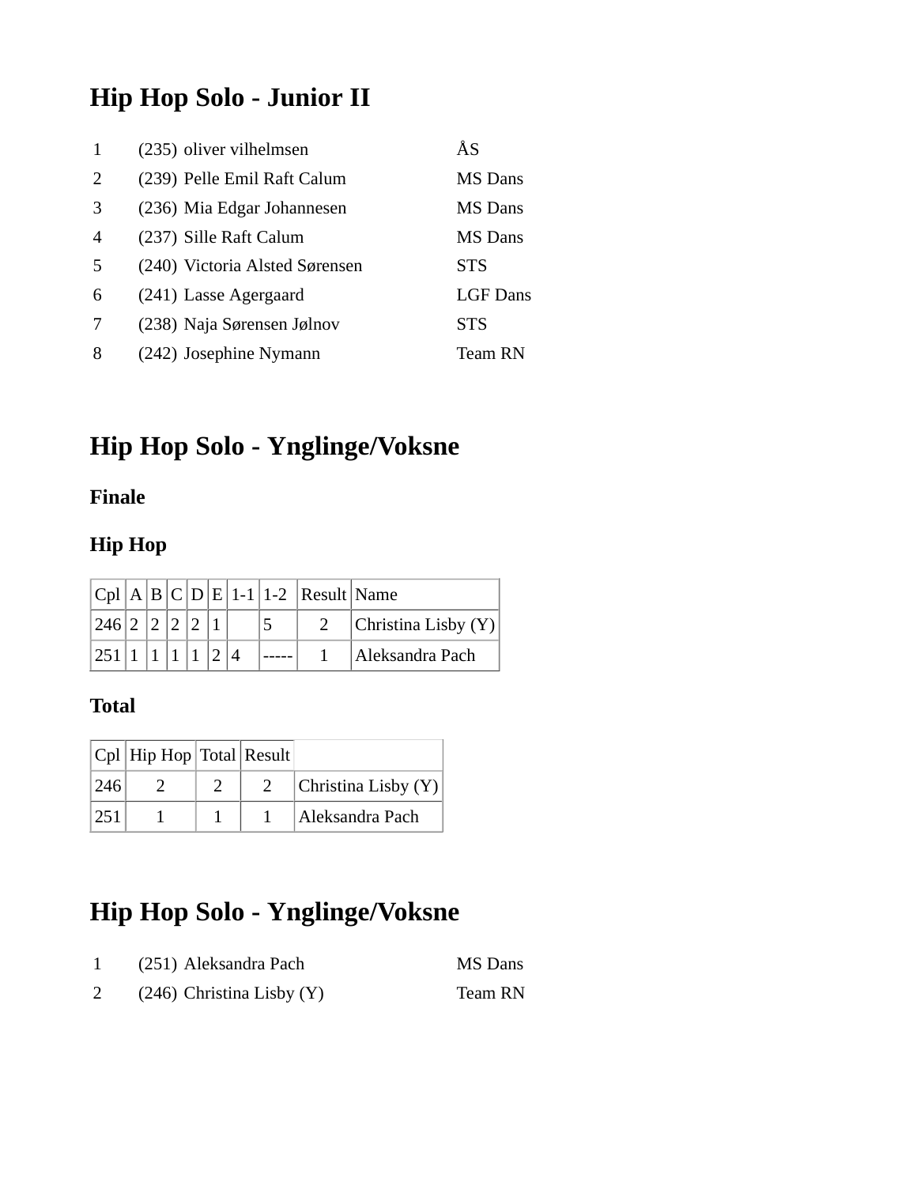# Hip Hop Solo - Junior II

| | | | |
|---|---|---|---|
| 1 | (235) | oliver vilhelmsen | ÅS |
| 2 | (239) | Pelle Emil Raft Calum | MS Dans |
| 3 | (236) | Mia Edgar Johannesen | MS Dans |
| 4 | (237) | Sille Raft Calum | MS Dans |
| 5 | (240) | Victoria Alsted Sørensen | STS |
| 6 | (241) | Lasse Agergaard | LGF Dans |
| 7 | (238) | Naja Sørensen Jølnov | STS |
| 8 | (242) | Josephine Nymann | Team RN |

# Hip Hop Solo - Ynglinge/Voksne

### Finale

### Hip Hop

| Cpl | A | B | C | D | E | 1-1 | 1-2 | Result | Name |
|---|---|---|---|---|---|---|---|---|---|
| 246 | 2 | 2 | 2 | 2 | 1 | | 5 | 2 | Christina Lisby (Y) |
| 251 | 1 | 1 | 1 | 1 | 2 | 4 | ----- | 1 | Aleksandra Pach |

### Total

| Cpl | Hip Hop | Total | Result | |
|---|---|---|---|---|
| 246 | 2 | 2 | 2 | Christina Lisby (Y) |
| 251 | 1 | 1 | 1 | Aleksandra Pach |

# Hip Hop Solo - Ynglinge/Voksne

| | | | |
|---|---|---|---|
| 1 | (251) | Aleksandra Pach | MS Dans |
| 2 | (246) | Christina Lisby (Y) | Team RN |